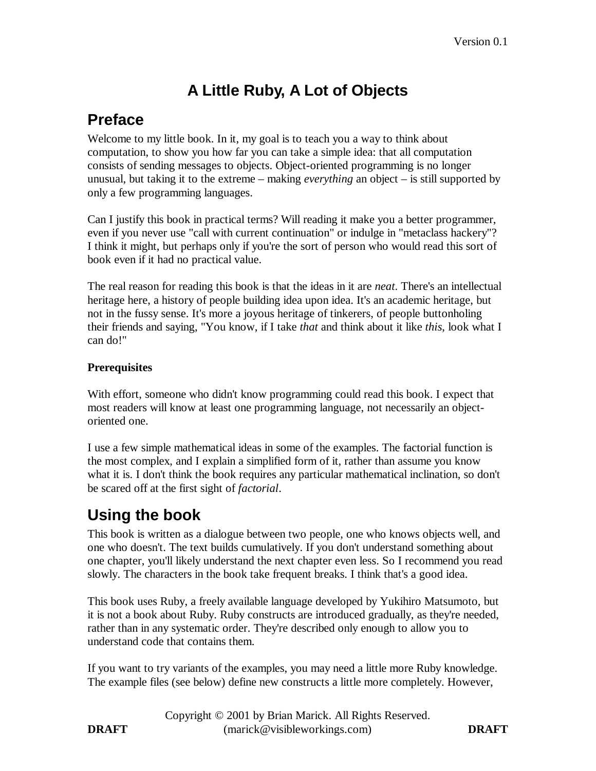# A Little Ruby, A Lot of Objects

## Preface

Welcome to my little book. In it, my goal is to teach you a way to think about computation, to show you how far you can take a simple idea: that all computation consists of sending messages to objects. Object-oriented programming is no longer unusual, but taking it to the extreme – making *everything* an object – is still supported by only a few programming languages.

Can I justify this book in practical terms? Will reading it make you a better programmer, even if you never use "call with current continuation" or indulge in "metaclass hackery"? I think it might, but perhaps only if you're the sort of person who would read this sort of book even if it had no practical value.

The real reason for reading this book is that the ideas in it are *neat*. There's an intellectual heritage here, a history of people building idea upon idea. It's an academic heritage, but not in the fussy sense. It's more a joyous heritage of tinkerers, of people buttonholing their friends and saying, "You know, if I take *that* and think about it like *this*, look what I can do!"

### Prerequisites

With effort, someone who didn't know programming could read this book. I expect that most readers will know at least one programming language, not necessarily an object-oriented one.

I use a few simple mathematical ideas in some of the examples. The factorial function is the most complex, and I explain a simplified form of it, rather than assume you know what it is. I don't think the book requires any particular mathematical inclination, so don't be scared off at the first sight of *factorial*.

## Using the book

This book is written as a dialogue between two people, one who knows objects well, and one who doesn't. The text builds cumulatively. If you don't understand something about one chapter, you'll likely understand the next chapter even less. So I recommend you read slowly. The characters in the book take frequent breaks. I think that's a good idea.

This book uses Ruby, a freely available language developed by Yukihiro Matsumoto, but it is not a book about Ruby. Ruby constructs are introduced gradually, as they're needed, rather than in any systematic order. They're described only enough to allow you to understand code that contains them.

If you want to try variants of the examples, you may need a little more Ruby knowledge. The example files (see below) define new constructs a little more completely. However,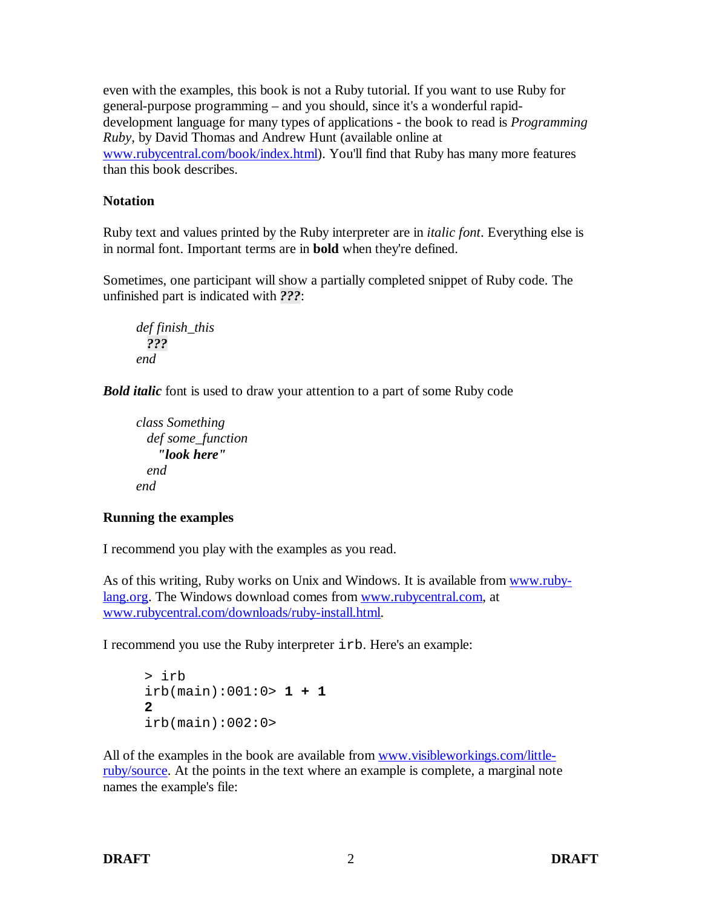even with the examples, this book is not a Ruby tutorial. If you want to use Ruby for general-purpose programming – and you should, since it's a wonderful rapid-development language for many types of applications - the book to read is *Programming Ruby*, by David Thomas and Andrew Hunt (available online at [www.rubycentral.com/book/index.html](www.rubycentral.com/book/index.html)). You'll find that Ruby has many more features than this book describes.

**Notation**

Ruby text and values printed by the Ruby interpreter are in *italic font*. Everything else is in normal font. Important terms are in **bold** when they're defined.

Sometimes, one participant will show a partially completed snippet of Ruby code. The unfinished part is indicated with ***???***:

```
def finish_this
  ???
end
```

***Bold italic*** font is used to draw your attention to a part of some Ruby code

```
class Something
  def some_function
    "look here"
  end
end
```

**Running the examples**

I recommend you play with the examples as you read.

As of this writing, Ruby works on Unix and Windows. It is available from [www.ruby-lang.org](www.ruby-lang.org). The Windows download comes from [www.rubycentral.com](www.rubycentral.com), at [www.rubycentral.com/downloads/ruby-install.html](www.rubycentral.com/downloads/ruby-install.html).

I recommend you use the Ruby interpreter `irb`. Here's an example:

```
> irb
irb(main):001:0> 1 + 1
2
irb(main):002:0>
```

All of the examples in the book are available from [www.visibleworkings.com/little-ruby/source](www.visibleworkings.com/little-ruby/source). At the points in the text where an example is complete, a marginal note names the example's file: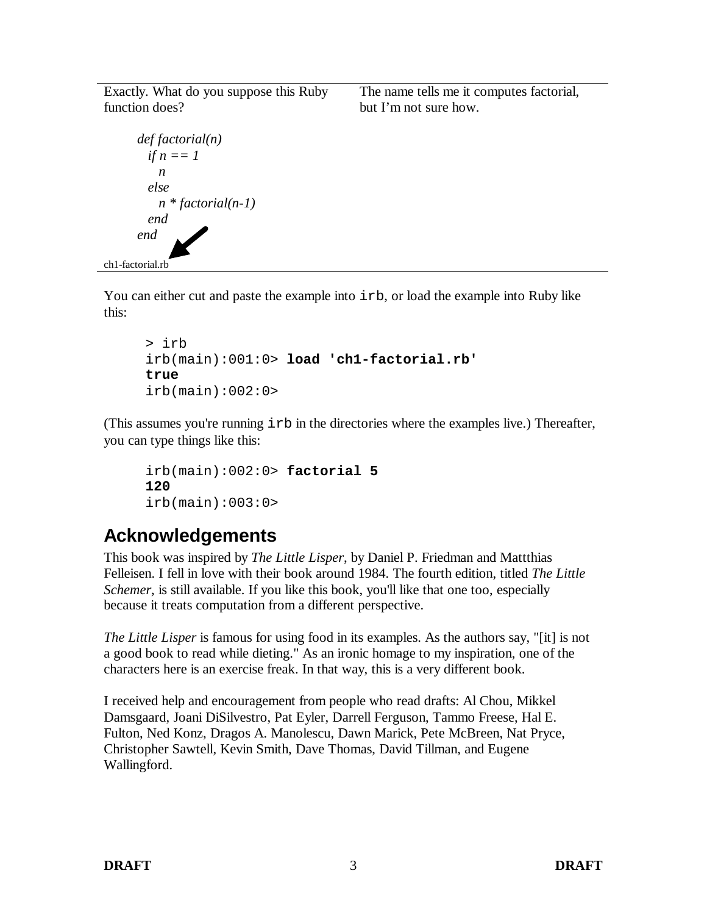| | |
|---|---|
| Exactly. What do you suppose this Ruby function does? | The name tells me it computes factorial, but I'm not sure how. |

```
def factorial(n)
  if n == 1
    n
  else
    n * factorial(n-1)
  end
end
```

ch1-factorial.rb

You can either cut and paste the example into `irb`, or load the example into Ruby like this:

```
> irb
irb(main):001:0> load 'ch1-factorial.rb'
true
irb(main):002:0>
```

(This assumes you're running `irb` in the directories where the examples live.) Thereafter, you can type things like this:

```
irb(main):002:0> factorial 5
120
irb(main):003:0>
```

## Acknowledgements

This book was inspired by *The Little Lisper*, by Daniel P. Friedman and Mattthias Felleisen. I fell in love with their book around 1984. The fourth edition, titled *The Little Schemer*, is still available. If you like this book, you'll like that one too, especially because it treats computation from a different perspective.

*The Little Lisper* is famous for using food in its examples. As the authors say, "[it] is not a good book to read while dieting." As an ironic homage to my inspiration, one of the characters here is an exercise freak. In that way, this is a very different book.

I received help and encouragement from people who read drafts: Al Chou, Mikkel Damsgaard, Joani DiSilvestro, Pat Eyler, Darrell Ferguson, Tammo Freese, Hal E. Fulton, Ned Konz, Dragos A. Manolescu, Dawn Marick, Pete McBreen, Nat Pryce, Christopher Sawtell, Kevin Smith, Dave Thomas, David Tillman, and Eugene Wallingford.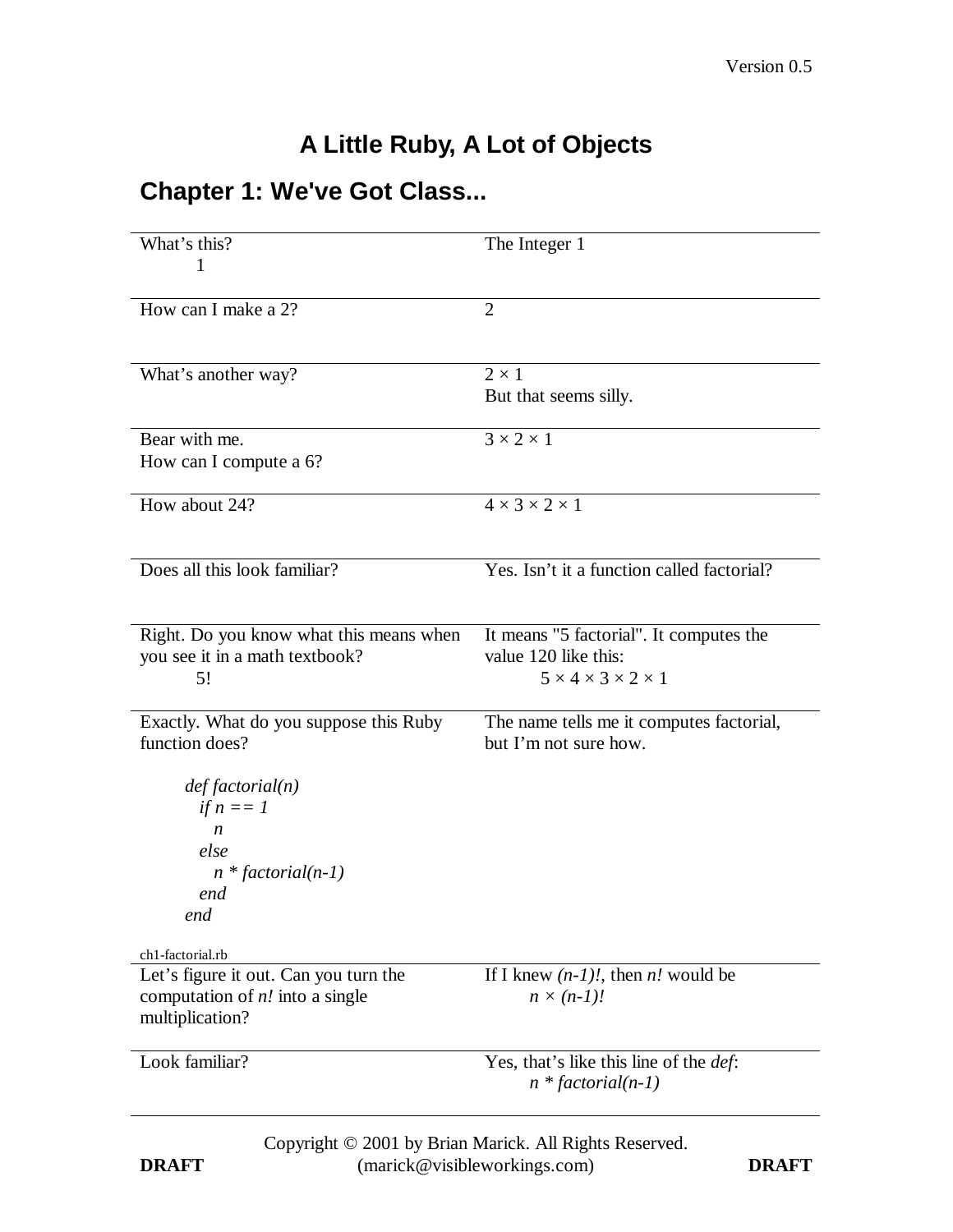Version 0.5

# A Little Ruby, A Lot of Objects

## Chapter 1: We've Got Class...

| | |
|---|---|
| What's this? 1 | The Integer 1 |
| How can I make a 2? | 2 |
| What's another way? | $2 \times 1$ But that seems silly. |
| Bear with me. How can I compute a 6? | $3 \times 2 \times 1$ |
| How about 24? | $4 \times 3 \times 2 \times 1$ |
| Does all this look familiar? | Yes. Isn't it a function called factorial? |
| Right. Do you know what this means when you see it in a math textbook? 5! | It means "5 factorial". It computes the value 120 like this: $5 \times 4 \times 3 \times 2 \times 1$ |
| Exactly. What do you suppose this Ruby function does? (see ch1-factorial.rb below) | The name tells me it computes factorial, but I'm not sure how. |

```
def factorial(n)
  if n == 1
    n
  else
    n * factorial(n-1)
  end
end
```

ch1-factorial.rb

| | |
|---|---|
| Let's figure it out. Can you turn the computation of *n!* into a single multiplication? | If I knew *(n-1)!*, then *n!* would be $n \times (n-1)!$ |
| Look familiar? | Yes, that's like this line of the *def*: *n \* factorial(n-1)* |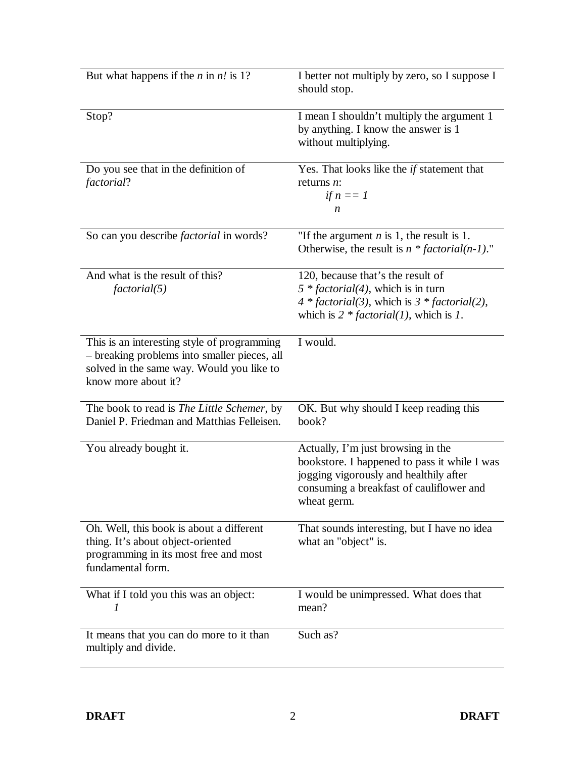| | |
|---|---|
| But what happens if the *n* in *n!* is 1? | I better not multiply by zero, so I suppose I should stop. |
| Stop? | I mean I shouldn't multiply the argument 1 by anything. I know the answer is 1 without multiplying. |
| Do you see that in the definition of *factorial*? | Yes. That looks like the *if* statement that returns *n*: <br> *if n == 1* <br> *n* |
| So can you describe *factorial* in words? | "If the argument *n* is 1, the result is 1. Otherwise, the result is *n * factorial(n-1)*." |
| And what is the result of this? <br> *factorial(5)* | 120, because that's the result of *5 * factorial(4)*, which is in turn *4 * factorial(3)*, which is *3 * factorial(2)*, which is *2 * factorial(1)*, which is *1*. |
| This is an interesting style of programming – breaking problems into smaller pieces, all solved in the same way. Would you like to know more about it? | I would. |
| The book to read is *The Little Schemer*, by Daniel P. Friedman and Matthias Felleisen. | OK. But why should I keep reading this book? |
| You already bought it. | Actually, I'm just browsing in the bookstore. I happened to pass it while I was jogging vigorously and healthily after consuming a breakfast of cauliflower and wheat germ. |
| Oh. Well, this book is about a different thing. It's about object-oriented programming in its most free and most fundamental form. | That sounds interesting, but I have no idea what an "object" is. |
| What if I told you this was an object: <br> *1* | I would be unimpressed. What does that mean? |
| It means that you can do more to it than multiply and divide. | Such as? |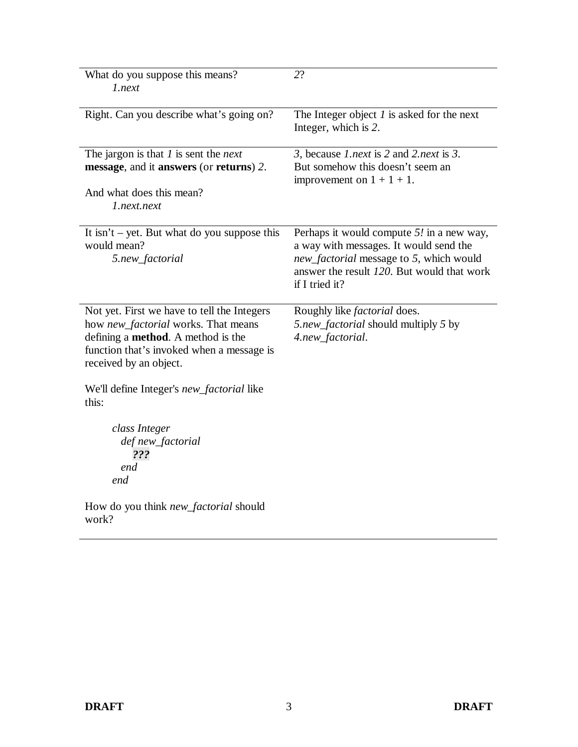| | |
|---|---|
| What do you suppose this means?<br>*1.next* | *2*? |
| Right. Can you describe what's going on? | The Integer object *1* is asked for the next Integer, which is *2*. |
| The jargon is that *1* is sent the *next* **message**, and it **answers** (or **returns**) *2*.<br><br>And what does this mean?<br>*1.next.next* | *3*, because *1.next* is *2* and *2.next* is *3*. But somehow this doesn't seem an improvement on 1 + 1 + 1. |
| It isn't – yet. But what do you suppose this would mean?<br>*5.new_factorial* | Perhaps it would compute *5!* in a new way, a way with messages. It would send the *new_factorial* message to *5*, which would answer the result *120*. But would that work if I tried it? |
| Not yet. First we have to tell the Integers how *new_factorial* works. That means defining a **method**. A method is the function that's invoked when a message is received by an object.<br><br>We'll define Integer's *new_factorial* like this:<br><br>`class Integer`<br>`  def new_factorial`<br>`    ???`<br>`  end`<br>`end`<br><br>How do you think *new_factorial* should work? | Roughly like *factorial* does. *5.new_factorial* should multiply *5* by *4.new_factorial*. |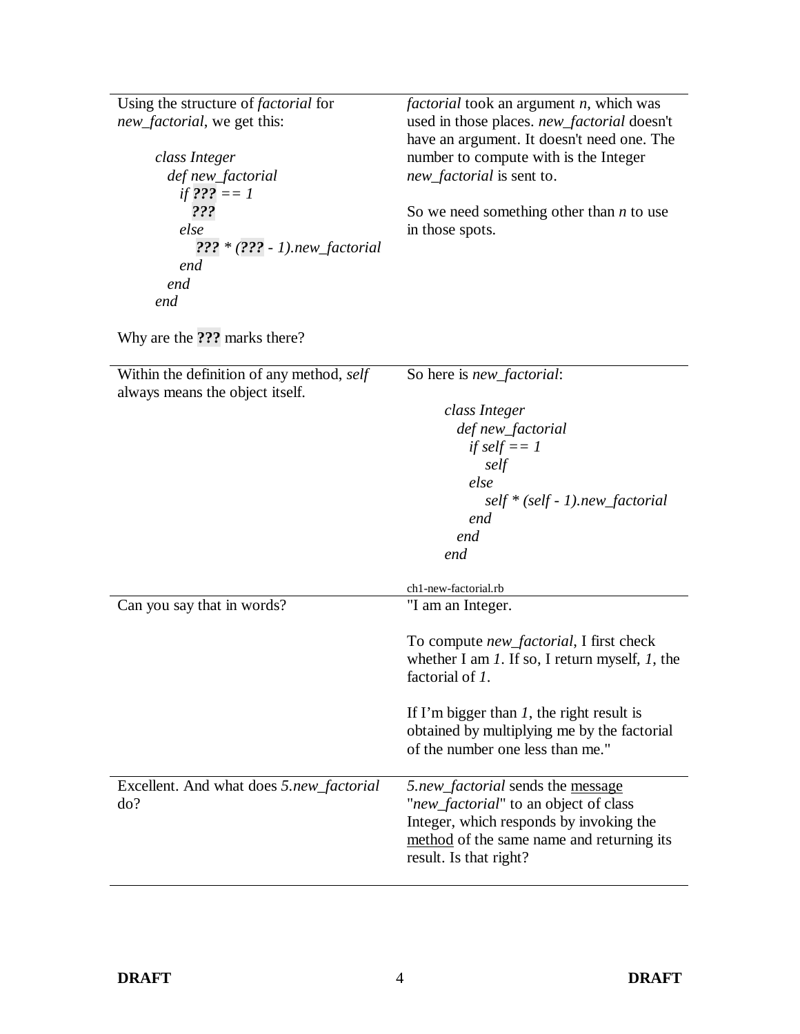Using the structure of *factorial* for *new_factorial*, we get this:

```
class Integer
  def new_factorial
    if ??? == 1
      ???
    else
      ??? * (??? - 1).new_factorial
    end
  end
end
```

Why are the **???** marks there?

*factorial* took an argument *n*, which was used in those places. *new_factorial* doesn't have an argument. It doesn't need one. The number to compute with is the Integer *new_factorial* is sent to.

So we need something other than *n* to use in those spots.

---

Within the definition of any method, *self* always means the object itself.

So here is *new_factorial*:

```
class Integer
  def new_factorial
    if self == 1
      self
    else
      self * (self - 1).new_factorial
    end
  end
end
```

ch1-new-factorial.rb

---

Can you say that in words?

"I am an Integer.

To compute *new_factorial*, I first check whether I am *1*. If so, I return myself, *1*, the factorial of *1*.

If I'm bigger than *1*, the right result is obtained by multiplying me by the factorial of the number one less than me."

---

Excellent. And what does *5.new_factorial* do?

*5.new_factorial* sends the message "*new_factorial*" to an object of class Integer, which responds by invoking the method of the same name and returning its result. Is that right?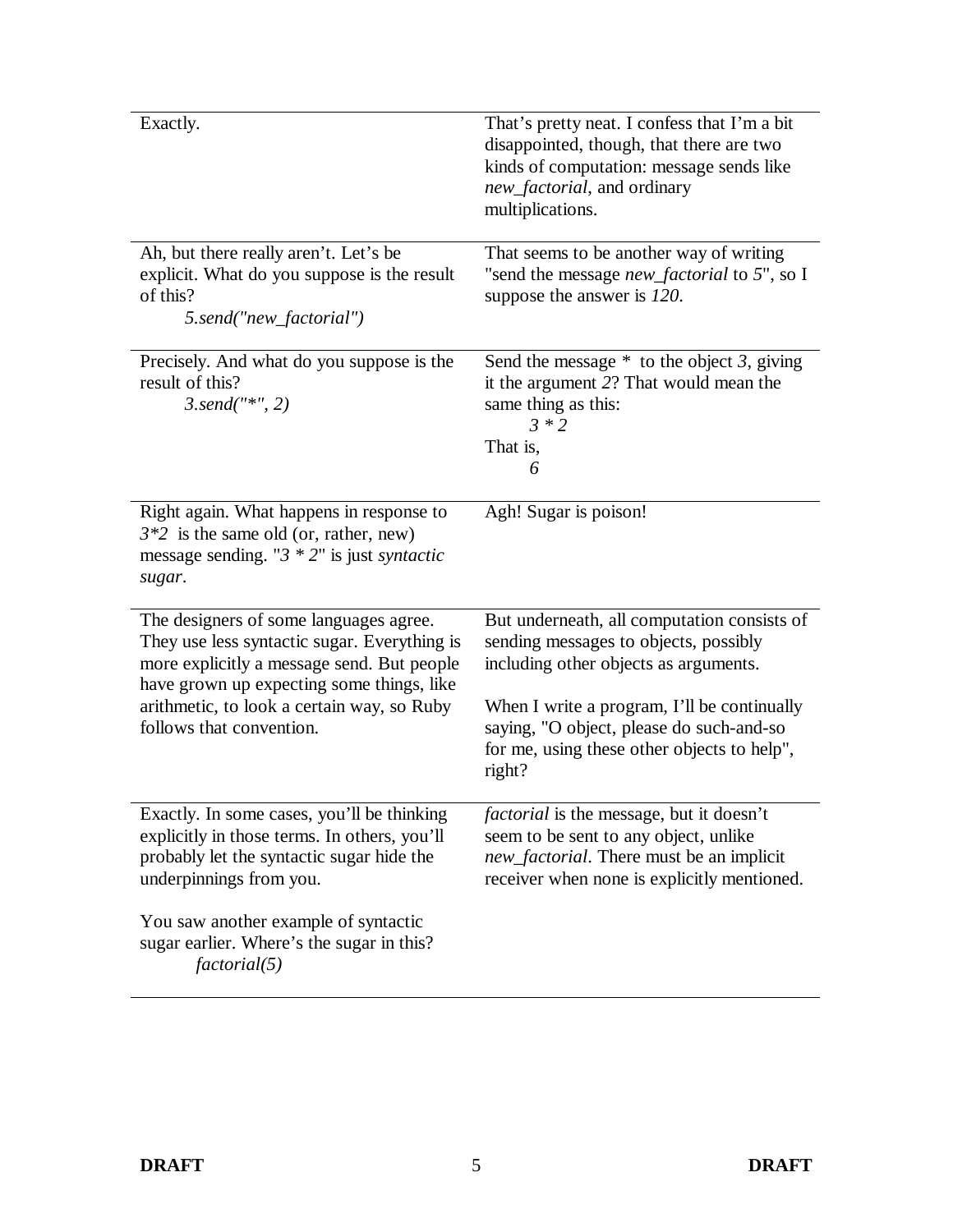| | |
|---|---|
| Exactly. | That's pretty neat. I confess that I'm a bit disappointed, though, that there are two kinds of computation: message sends like *new_factorial*, and ordinary multiplications. |
| Ah, but there really aren't. Let's be explicit. What do you suppose is the result of this?<br>&nbsp;&nbsp;&nbsp;&nbsp;*5.send("new_factorial")* | That seems to be another way of writing "send the message *new_factorial* to *5*", so I suppose the answer is *120*. |
| Precisely. And what do you suppose is the result of this?<br>&nbsp;&nbsp;&nbsp;&nbsp;*3.send("*", 2)* | Send the message * to the object *3*, giving it the argument *2*? That would mean the same thing as this:<br>&nbsp;&nbsp;&nbsp;&nbsp;*3 * 2*<br>That is,<br>&nbsp;&nbsp;&nbsp;&nbsp;*6* |
| Right again. What happens in response to *3*2* is the same old (or, rather, new) message sending. "*3 * 2*" is just *syntactic sugar*. | Agh! Sugar is poison! |
| The designers of some languages agree. They use less syntactic sugar. Everything is more explicitly a message send. But people have grown up expecting some things, like arithmetic, to look a certain way, so Ruby follows that convention. | But underneath, all computation consists of sending messages to objects, possibly including other objects as arguments.<br><br>When I write a program, I'll be continually saying, "O object, please do such-and-so for me, using these other objects to help", right? |
| Exactly. In some cases, you'll be thinking explicitly in those terms. In others, you'll probably let the syntactic sugar hide the underpinnings from you.<br><br>You saw another example of syntactic sugar earlier. Where's the sugar in this?<br>&nbsp;&nbsp;&nbsp;&nbsp;*factorial(5)* | *factorial* is the message, but it doesn't seem to be sent to any object, unlike *new_factorial*. There must be an implicit receiver when none is explicitly mentioned. |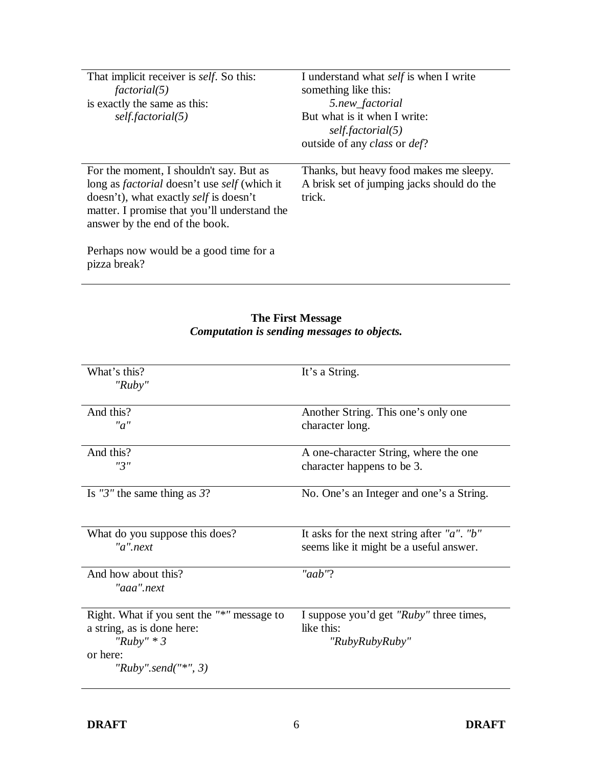| | |
|---|---|
| That implicit receiver is *self*. So this:<br>    *factorial(5)*<br>is exactly the same as this:<br>    *self.factorial(5)* | I understand what *self* is when I write something like this:<br>    *5.new_factorial*<br>But what is it when I write:<br>    *self.factorial(5)*<br>outside of any *class* or *def*? |
| For the moment, I shouldn't say. But as long as *factorial* doesn't use *self* (which it doesn't), what exactly *self* is doesn't matter. I promise that you'll understand the answer by the end of the book.<br><br>Perhaps now would be a good time for a pizza break? | Thanks, but heavy food makes me sleepy. A brisk set of jumping jacks should do the trick. |

## The First Message

***Computation is sending messages to objects.***

| | |
|---|---|
| What's this?<br>    *"Ruby"* | It's a String. |
| And this?<br>    *"a"* | Another String. This one's only one character long. |
| And this?<br>    *"3"* | A one-character String, where the one character happens to be 3. |
| Is *"3"* the same thing as *3*? | No. One's an Integer and one's a String. |
| What do you suppose this does?<br>    *"a".next* | It asks for the next string after *"a"*. *"b"* seems like it might be a useful answer. |
| And how about this?<br>    *"aaa".next* | *"aab"*? |
| Right. What if you sent the *"*"* message to a string, as is done here:<br>    *"Ruby" * 3*<br>or here:<br>    *"Ruby".send("*", 3)* | I suppose you'd get *"Ruby"* three times, like this:<br>    *"RubyRubyRuby"* |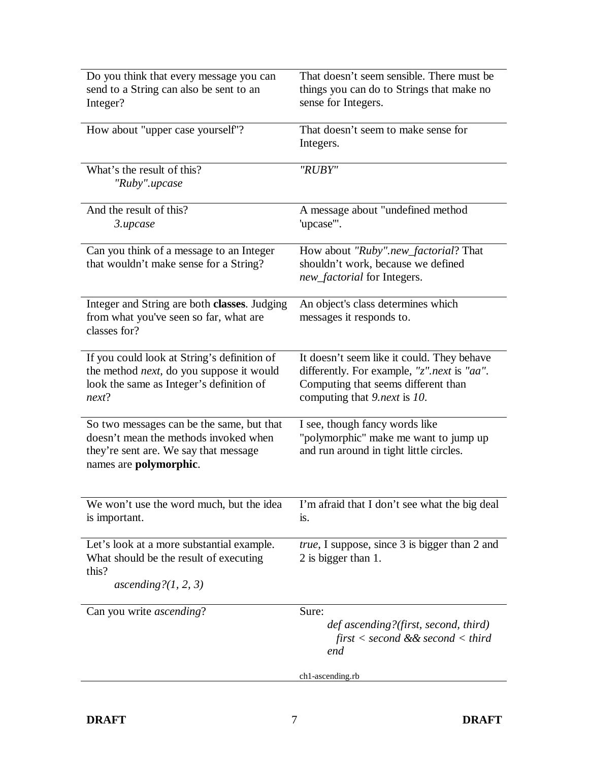| | |
|---|---|
| Do you think that every message you can send to a String can also be sent to an Integer? | That doesn't seem sensible. There must be things you can do to Strings that make no sense for Integers. |
| How about "upper case yourself"? | That doesn't seem to make sense for Integers. |
| What's the result of this?<br>*"Ruby".upcase* | *"RUBY"* |
| And the result of this?<br>*3.upcase* | A message about "undefined method 'upcase'". |
| Can you think of a message to an Integer that wouldn't make sense for a String? | How about *"Ruby".new_factorial*? That shouldn't work, because we defined *new_factorial* for Integers. |
| Integer and String are both **classes**. Judging from what you've seen so far, what are classes for? | An object's class determines which messages it responds to. |
| If you could look at String's definition of the method *next*, do you suppose it would look the same as Integer's definition of *next*? | It doesn't seem like it could. They behave differently. For example, *"z".next* is *"aa"*. Computing that seems different than computing that *9.next* is *10*. |
| So two messages can be the same, but that doesn't mean the methods invoked when they're sent are. We say that message names are **polymorphic**. | I see, though fancy words like "polymorphic" make me want to jump up and run around in tight little circles. |
| We won't use the word much, but the idea is important. | I'm afraid that I don't see what the big deal is. |
| Let's look at a more substantial example. What should be the result of executing this?<br>*ascending?(1, 2, 3)* | *true*, I suppose, since 3 is bigger than 2 and 2 is bigger than 1. |
| Can you write *ascending*? | Sure:<br>`def ascending?(first, second, third)`<br>`  first < second && second < third`<br>`end`<br><br>ch1-ascending.rb |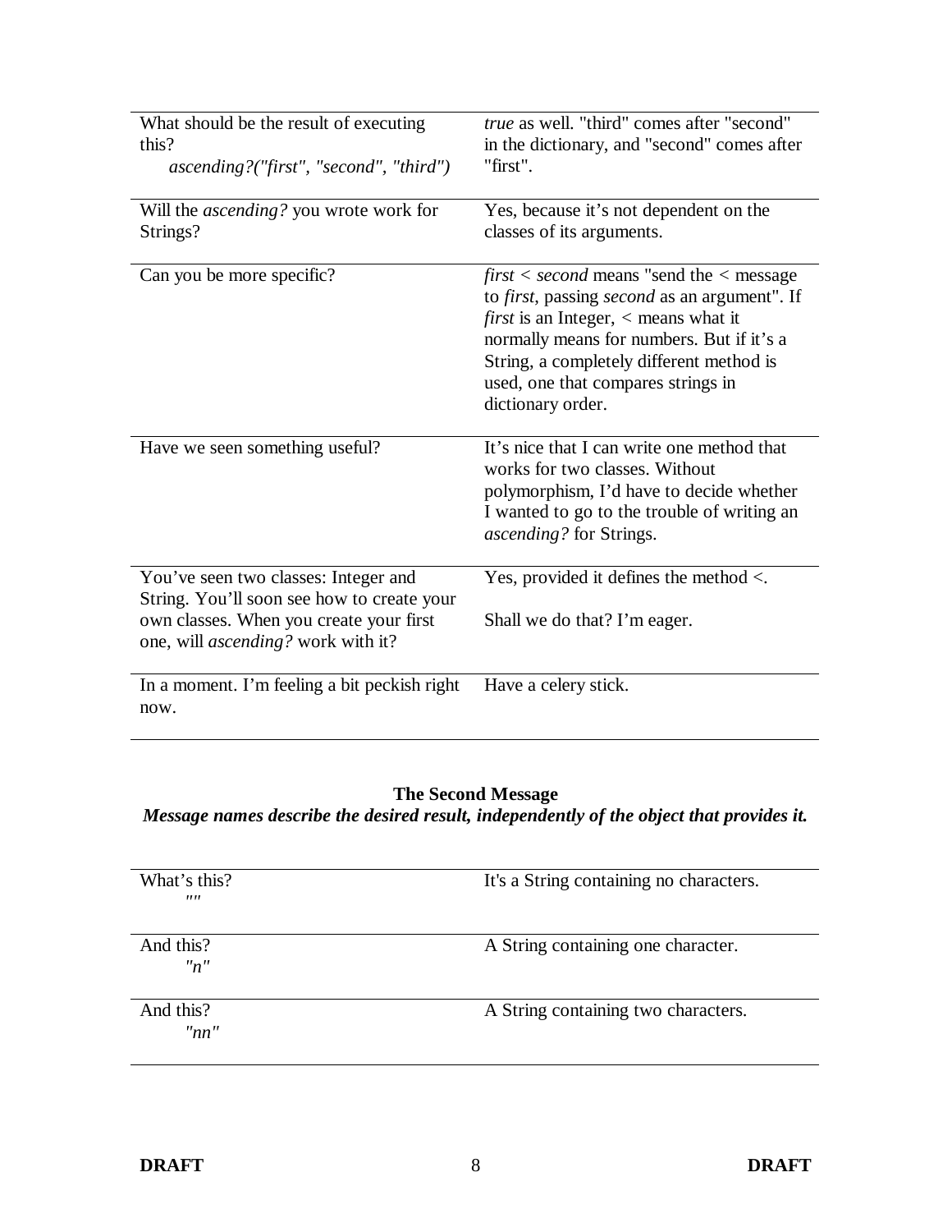| | |
|---|---|
| What should be the result of executing this?<br>*ascending?("first", "second", "third")* | *true* as well. "third" comes after "second" in the dictionary, and "second" comes after "first". |
| Will the *ascending?* you wrote work for Strings? | Yes, because it's not dependent on the classes of its arguments. |
| Can you be more specific? | *first < second* means "send the < message to *first*, passing *second* as an argument". If *first* is an Integer, < means what it normally means for numbers. But if it's a String, a completely different method is used, one that compares strings in dictionary order. |
| Have we seen something useful? | It's nice that I can write one method that works for two classes. Without polymorphism, I'd have to decide whether I wanted to go to the trouble of writing an *ascending?* for Strings. |
| You've seen two classes: Integer and String. You'll soon see how to create your own classes. When you create your first one, will *ascending?* work with it? | Yes, provided it defines the method <.<br><br>Shall we do that? I'm eager. |
| In a moment. I'm feeling a bit peckish right now. | Have a celery stick. |

## The Second Message

***Message names describe the desired result, independently of the object that provides it.***

| | |
|---|---|
| What's this?<br>*""* | It's a String containing no characters. |
| And this?<br>*"n"* | A String containing one character. |
| And this?<br>*"nn"* | A String containing two characters. |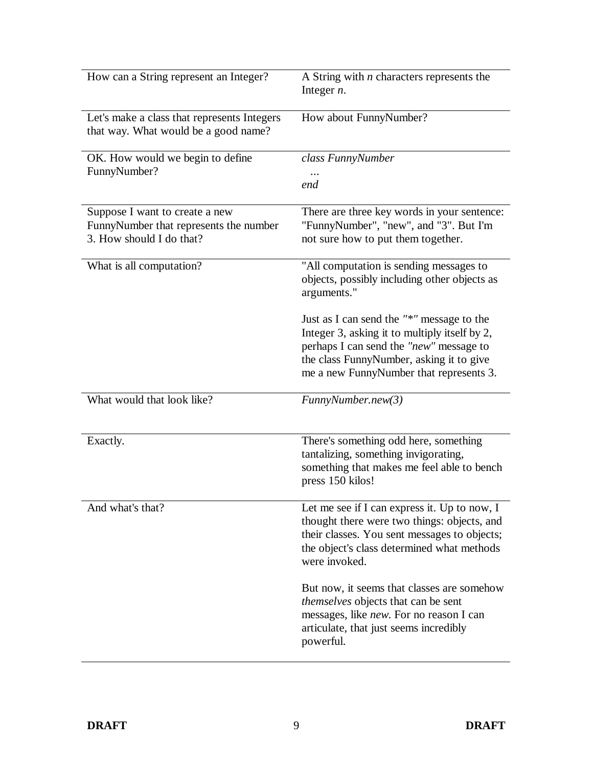| | |
|---|---|
| How can a String represent an Integer? | A String with *n* characters represents the Integer *n*. |
| Let's make a class that represents Integers that way. What would be a good name? | How about FunnyNumber? |
| OK. How would we begin to define FunnyNumber? | *class FunnyNumber*<br>  *...*<br>*end* |
| Suppose I want to create a new FunnyNumber that represents the number 3. How should I do that? | There are three key words in your sentence: "FunnyNumber", "new", and "3". But I'm not sure how to put them together. |
| What is all computation? | "All computation is sending messages to objects, possibly including other objects as arguments."<br><br>Just as I can send the *"*"* message to the Integer 3, asking it to multiply itself by 2, perhaps I can send the *"new"* message to the class FunnyNumber, asking it to give me a new FunnyNumber that represents 3. |
| What would that look like? | *FunnyNumber.new(3)* |
| Exactly. | There's something odd here, something tantalizing, something invigorating, something that makes me feel able to bench press 150 kilos! |
| And what's that? | Let me see if I can express it. Up to now, I thought there were two things: objects, and their classes. You sent messages to objects; the object's class determined what methods were invoked.<br><br>But now, it seems that classes are somehow *themselves* objects that can be sent messages, like *new*. For no reason I can articulate, that just seems incredibly powerful. |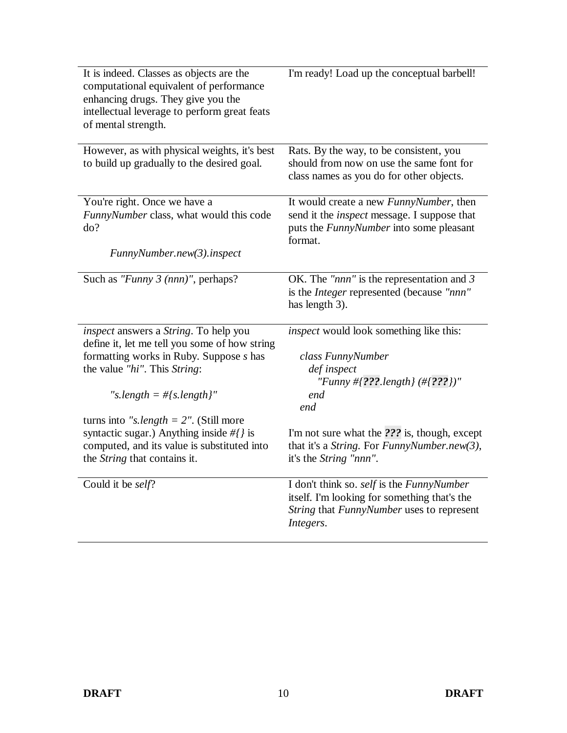| | |
|---|---|
| It is indeed. Classes as objects are the computational equivalent of performance enhancing drugs. They give you the intellectual leverage to perform great feats of mental strength. | I'm ready! Load up the conceptual barbell! |
| However, as with physical weights, it's best to build up gradually to the desired goal. | Rats. By the way, to be consistent, you should from now on use the same font for class names as you do for other objects. |
| You're right. Once we have a *FunnyNumber* class, what would this code do?<br><br>*FunnyNumber.new(3).inspect* | It would create a new *FunnyNumber*, then send it the *inspect* message. I suppose that puts the *FunnyNumber* into some pleasant format. |
| Such as *"Funny 3 (nnn)"*, perhaps? | OK. The *"nnn"* is the representation and *3* is the *Integer* represented (because *"nnn"* has length 3). |
| *inspect* answers a *String*. To help you define it, let me tell you some of how string formatting works in Ruby. Suppose *s* has the value *"hi"*. This *String*:<br><br>*"s.length = #{s.length}"*<br><br>turns into *"s.length = 2"*. (Still more syntactic sugar.) Anything inside *#{}* is computed, and its value is substituted into the *String* that contains it. | *inspect* would look something like this:<br><br>*class FunnyNumber*<br>  *def inspect*<br>    *"Funny #{**???**.length} (#{**???**})"*<br>  *end*<br>*end*<br><br>I'm not sure what the ***???*** is, though, except that it's a *String*. For *FunnyNumber.new(3)*, it's the *String "nnn"*. |
| Could it be *self*? | I don't think so. *self* is the *FunnyNumber* itself. I'm looking for something that's the *String* that *FunnyNumber* uses to represent *Integers*. |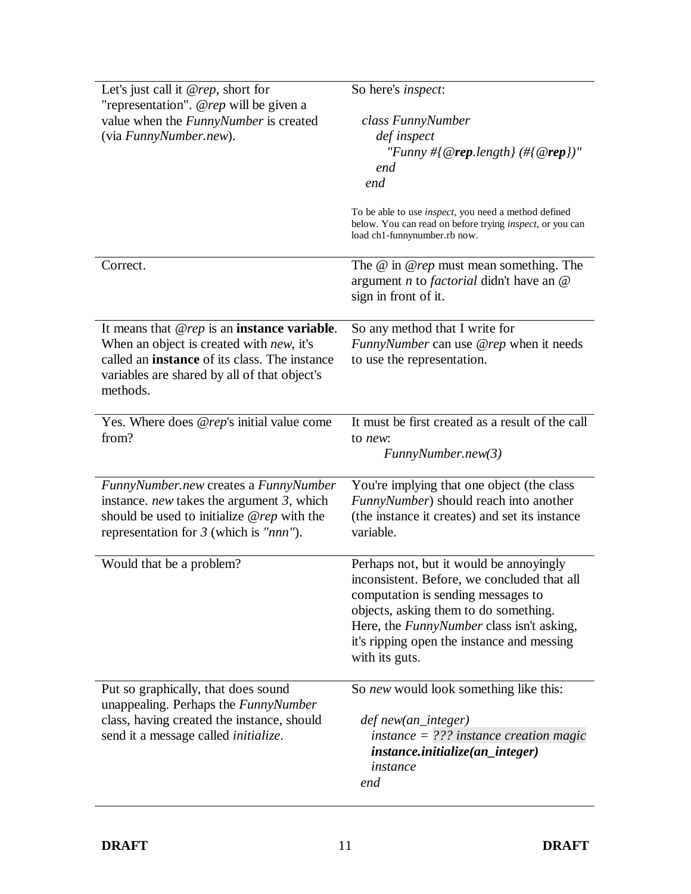| | |
|---|---|
| Let's just call it *@rep*, short for "representation". *@rep* will be given a value when the *FunnyNumber* is created (via *FunnyNumber.new*). | So here's *inspect*:<br><br>`class FunnyNumber`<br>`  def inspect`<br>`    "Funny #{@rep.length} (#{@rep})"`<br>`  end`<br>`end`<br><br>To be able to use *inspect*, you need a method defined below. You can read on before trying *inspect*, or you can load ch1-funnynumber.rb now. |
| Correct. | The @ in *@rep* must mean something. The argument *n* to *factorial* didn't have an @ sign in front of it. |
| It means that *@rep* is an **instance variable**. When an object is created with *new*, it's called an **instance** of its class. The instance variables are shared by all of that object's methods. | So any method that I write for *FunnyNumber* can use *@rep* when it needs to use the representation. |
| Yes. Where does *@rep*'s initial value come from? | It must be first created as a result of the call to *new*:<br>*FunnyNumber.new(3)* |
| *FunnyNumber.new* creates a *FunnyNumber* instance. *new* takes the argument *3*, which should be used to initialize *@rep* with the representation for *3* (which is *"nnn"*). | You're implying that one object (the class *FunnyNumber*) should reach into another (the instance it creates) and set its instance variable. |
| Would that be a problem? | Perhaps not, but it would be annoyingly inconsistent. Before, we concluded that all computation is sending messages to objects, asking them to do something. Here, the *FunnyNumber* class isn't asking, it's ripping open the instance and messing with its guts. |
| Put so graphically, that does sound unappealing. Perhaps the *FunnyNumber* class, having created the instance, should send it a message called *initialize*. | So *new* would look something like this:<br><br>`def new(an_integer)`<br>`  instance = ??? instance creation magic`<br>`  instance.initialize(an_integer)`<br>`  instance`<br>`end` |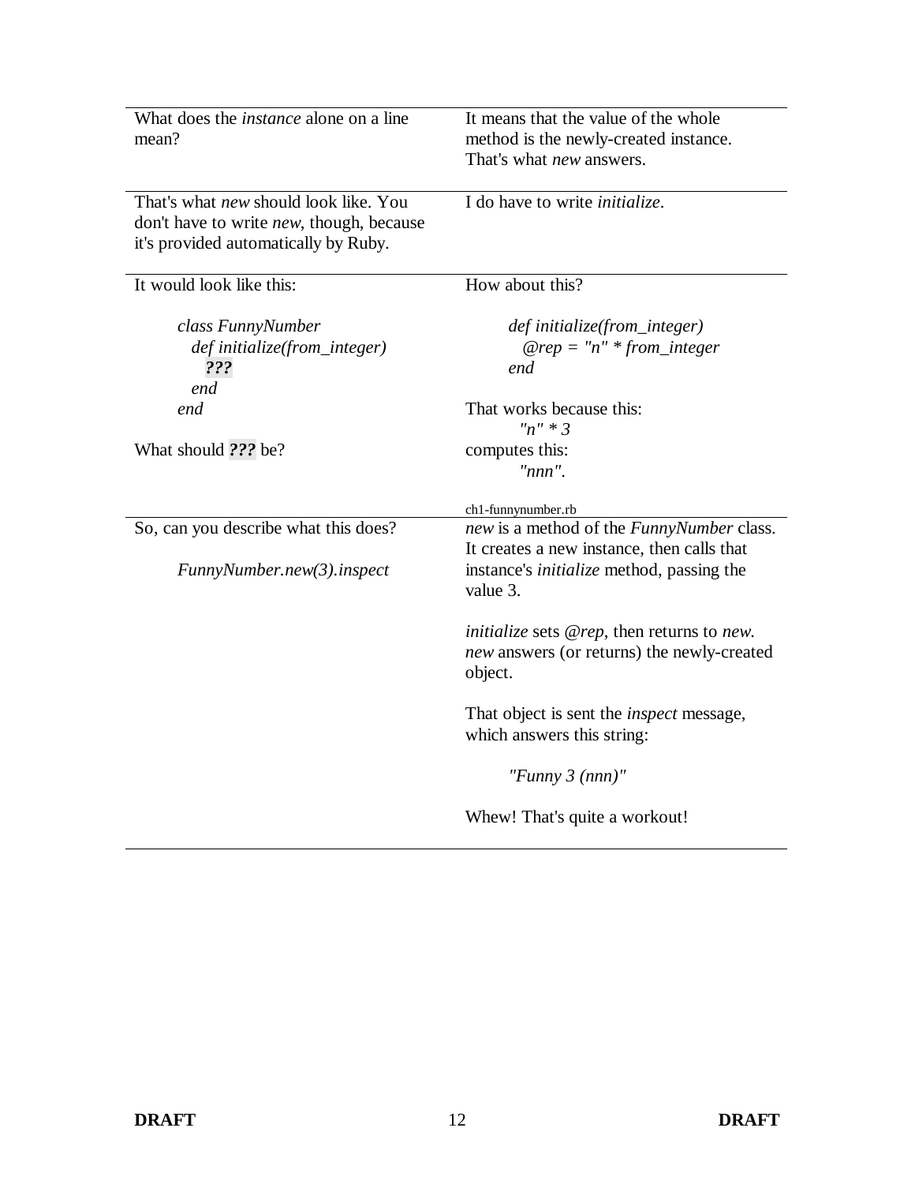| | |
|---|---|
| What does the *instance* alone on a line mean? | It means that the value of the whole method is the newly-created instance. That's what *new* answers. |
| That's what *new* should look like. You don't have to write *new*, though, because it's provided automatically by Ruby. | I do have to write *initialize*. |
| It would look like this:<br><br>`class FunnyNumber`<br>`  def initialize(from_integer)`<br>`    ???`<br>`  end`<br>`end`<br><br>What should ***???*** be? | How about this?<br><br>`def initialize(from_integer)`<br>`  @rep = "n" * from_integer`<br>`end`<br><br>That works because this:<br>`"n" * 3`<br>computes this:<br>`"nnn"`.<br><br>ch1-funnynumber.rb |
| So, can you describe what this does?<br><br>*FunnyNumber.new(3).inspect* | *new* is a method of the *FunnyNumber* class. It creates a new instance, then calls that instance's *initialize* method, passing the value 3.<br><br>*initialize* sets *@rep*, then returns to *new*. *new* answers (or returns) the newly-created object.<br><br>That object is sent the *inspect* message, which answers this string:<br><br>*"Funny 3 (nnn)"*<br><br>Whew! That's quite a workout! |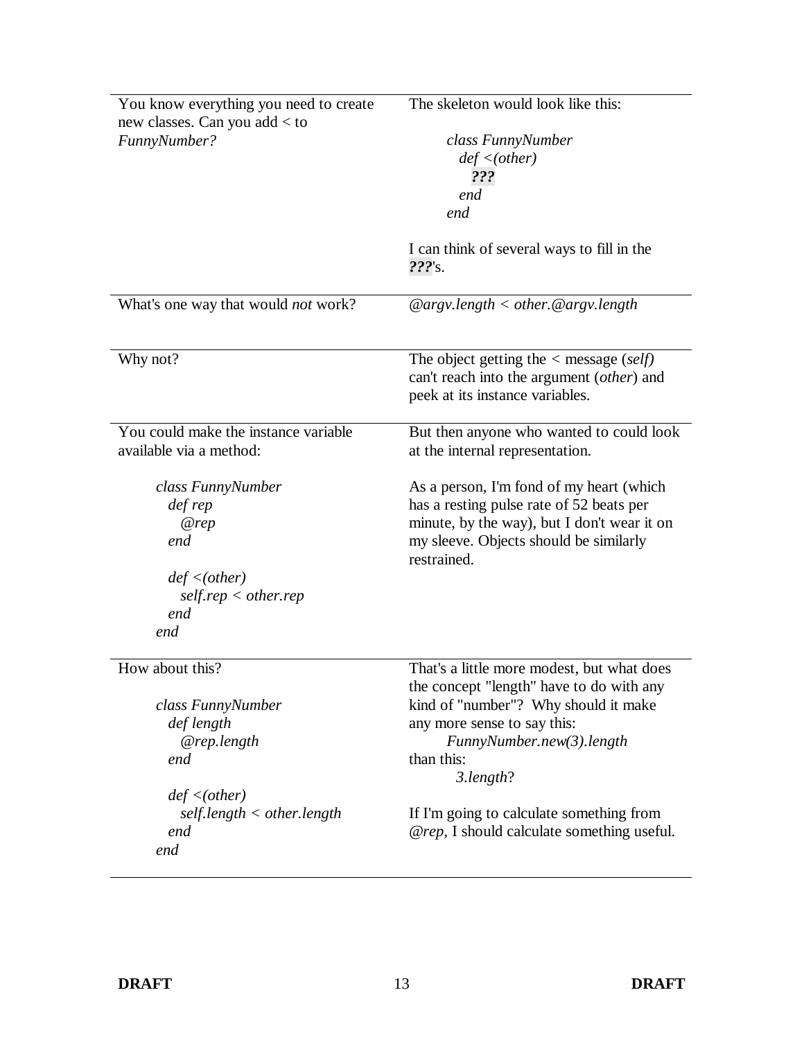You know everything you need to create new classes. Can you add < to *FunnyNumber?*

The skeleton would look like this:

```
class FunnyNumber
  def <(other)
    ???
  end
end
```

I can think of several ways to fill in the ***???***'s.

---

What's one way that would *not* work?

*@argv.length < other.@argv.length*

---

Why not?

The object getting the < message (*self)* can't reach into the argument (*other*) and peek at its instance variables.

---

You could make the instance variable available via a method:

```
class FunnyNumber
  def rep
    @rep
  end

  def <(other)
    self.rep < other.rep
  end
end
```

But then anyone who wanted to could look at the internal representation.

As a person, I'm fond of my heart (which has a resting pulse rate of 52 beats per minute, by the way), but I don't wear it on my sleeve. Objects should be similarly restrained.

---

How about this?

```
class FunnyNumber
  def length
    @rep.length
  end

  def <(other)
    self.length < other.length
  end
end
```

That's a little more modest, but what does the concept "length" have to do with any kind of "number"? Why should it make any more sense to say this:

*FunnyNumber.new(3).length*

than this:

*3.length*?

If I'm going to calculate something from *@rep*, I should calculate something useful.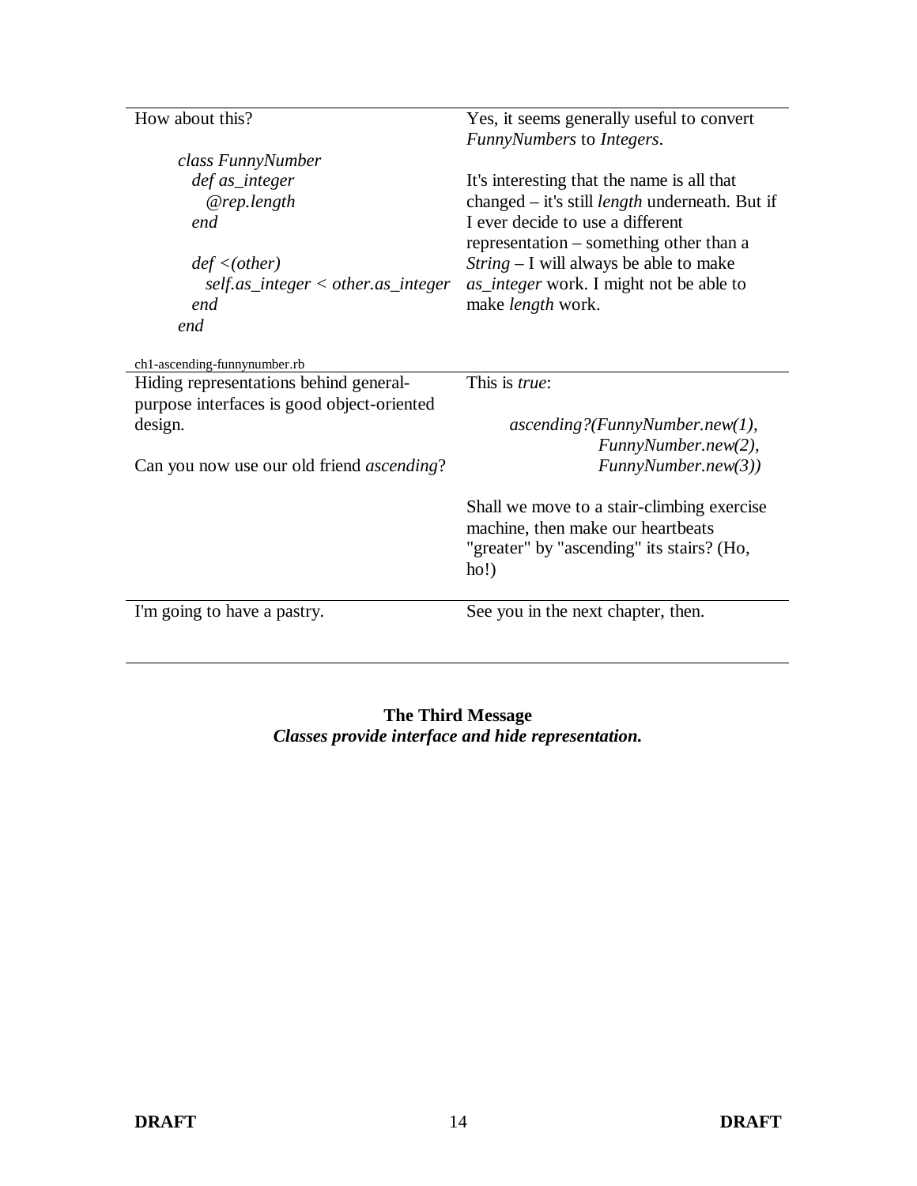| | |
|---|---|
| How about this?<br><br>```<br>class FunnyNumber<br>  def as_integer<br>    @rep.length<br>  end<br><br>  def <(other)<br>    self.as_integer < other.as_integer<br>  end<br>end<br>```<br><br>ch1-ascending-funnynumber.rb | Yes, it seems generally useful to convert *FunnyNumbers* to *Integers*.<br><br>It's interesting that the name is all that changed – it's still *length* underneath. But if I ever decide to use a different representation – something other than a *String* – I will always be able to make *as_integer* work. I might not be able to make *length* work. |
| Hiding representations behind general-purpose interfaces is good object-oriented design.<br><br>Can you now use our old friend *ascending*? | This is *true*:<br><br>*ascending?(FunnyNumber.new(1), FunnyNumber.new(2), FunnyNumber.new(3))*<br><br>Shall we move to a stair-climbing exercise machine, then make our heartbeats "greater" by "ascending" its stairs? (Ho, ho!) |
| I'm going to have a pastry. | See you in the next chapter, then. |

**The Third Message**

***Classes provide interface and hide representation.***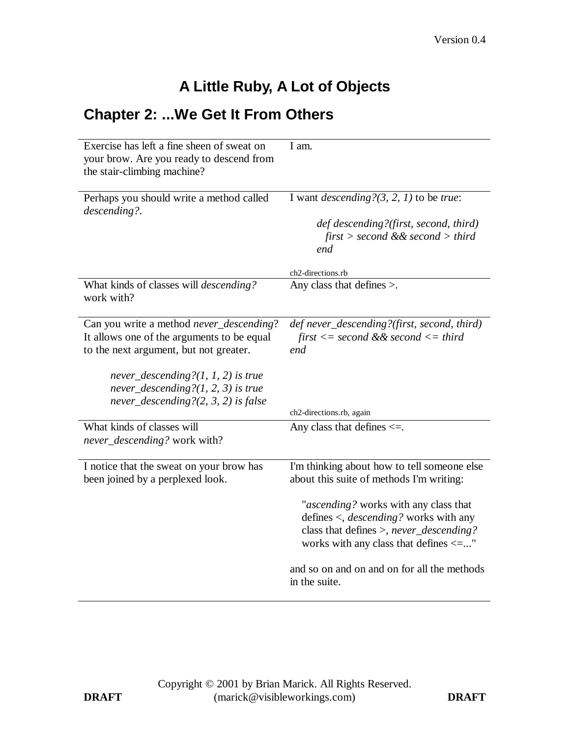# A Little Ruby, A Lot of Objects

## Chapter 2: ...We Get It From Others

| | |
|---|---|
| Exercise has left a fine sheen of sweat on your brow. Are you ready to descend from the stair-climbing machine? | I am. |
| Perhaps you should write a method called *descending?*. | I want *descending?(3, 2, 1)* to be *true*:<br><br>*def descending?(first, second, third)*<br>&nbsp;&nbsp;*first > second && second > third*<br>*end*<br><br>ch2-directions.rb |
| What kinds of classes will *descending?* work with? | Any class that defines >. |
| Can you write a method *never_descending*? It allows one of the arguments to be equal to the next argument, but not greater.<br><br>*never_descending?(1, 1, 2) is true*<br>*never_descending?(1, 2, 3) is true*<br>*never_descending?(2, 3, 2) is false* | *def never_descending?(first, second, third)*<br>&nbsp;&nbsp;*first <= second && second <= third*<br>*end*<br><br>ch2-directions.rb, again |
| What kinds of classes will *never_descending?* work with? | Any class that defines <=. |
| I notice that the sweat on your brow has been joined by a perplexed look. | I'm thinking about how to tell someone else about this suite of methods I'm writing:<br><br>"*ascending?* works with any class that defines <, *descending?* works with any class that defines >, *never_descending?* works with any class that defines <=..."<br><br>and so on and on and on for all the methods in the suite. |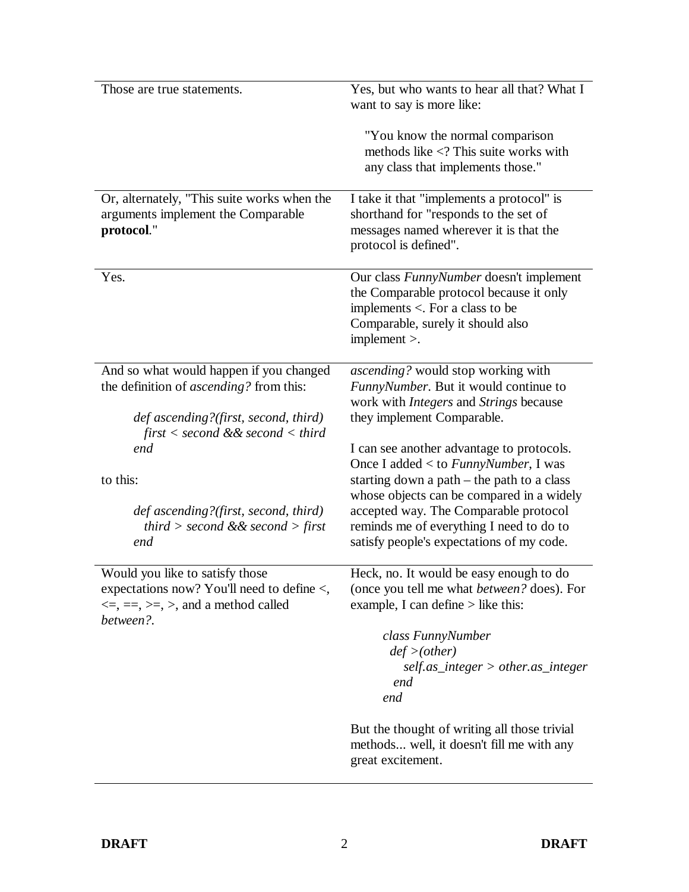| | |
|---|---|
| Those are true statements. | Yes, but who wants to hear all that? What I want to say is more like:<br><br>"You know the normal comparison methods like <? This suite works with any class that implements those." |
| Or, alternately, "This suite works when the arguments implement the Comparable **protocol**." | I take it that "implements a protocol" is shorthand for "responds to the set of messages named wherever it is that the protocol is defined". |
| Yes. | Our class *FunnyNumber* doesn't implement the Comparable protocol because it only implements <. For a class to be Comparable, surely it should also implement >. |
| And so what would happen if you changed the definition of *ascending?* from this:<br><br>*def ascending?(first, second, third)*<br>*first < second && second < third*<br>*end*<br><br>to this:<br><br>*def ascending?(first, second, third)*<br>*third > second && second > first*<br>*end* | *ascending?* would stop working with *FunnyNumber*. But it would continue to work with *Integers* and *Strings* because they implement Comparable.<br><br>I can see another advantage to protocols. Once I added < to *FunnyNumber*, I was starting down a path – the path to a class whose objects can be compared in a widely accepted way. The Comparable protocol reminds me of everything I need to do to satisfy people's expectations of my code. |
| Would you like to satisfy those expectations now? You'll need to define <, <=, ==, >=, >, and a method called *between?*. | Heck, no. It would be easy enough to do (once you tell me what *between?* does). For example, I can define > like this:<br><br>*class FunnyNumber*<br>*def >(other)*<br>*self.as_integer > other.as_integer*<br>*end*<br>*end*<br><br>But the thought of writing all those trivial methods... well, it doesn't fill me with any great excitement. |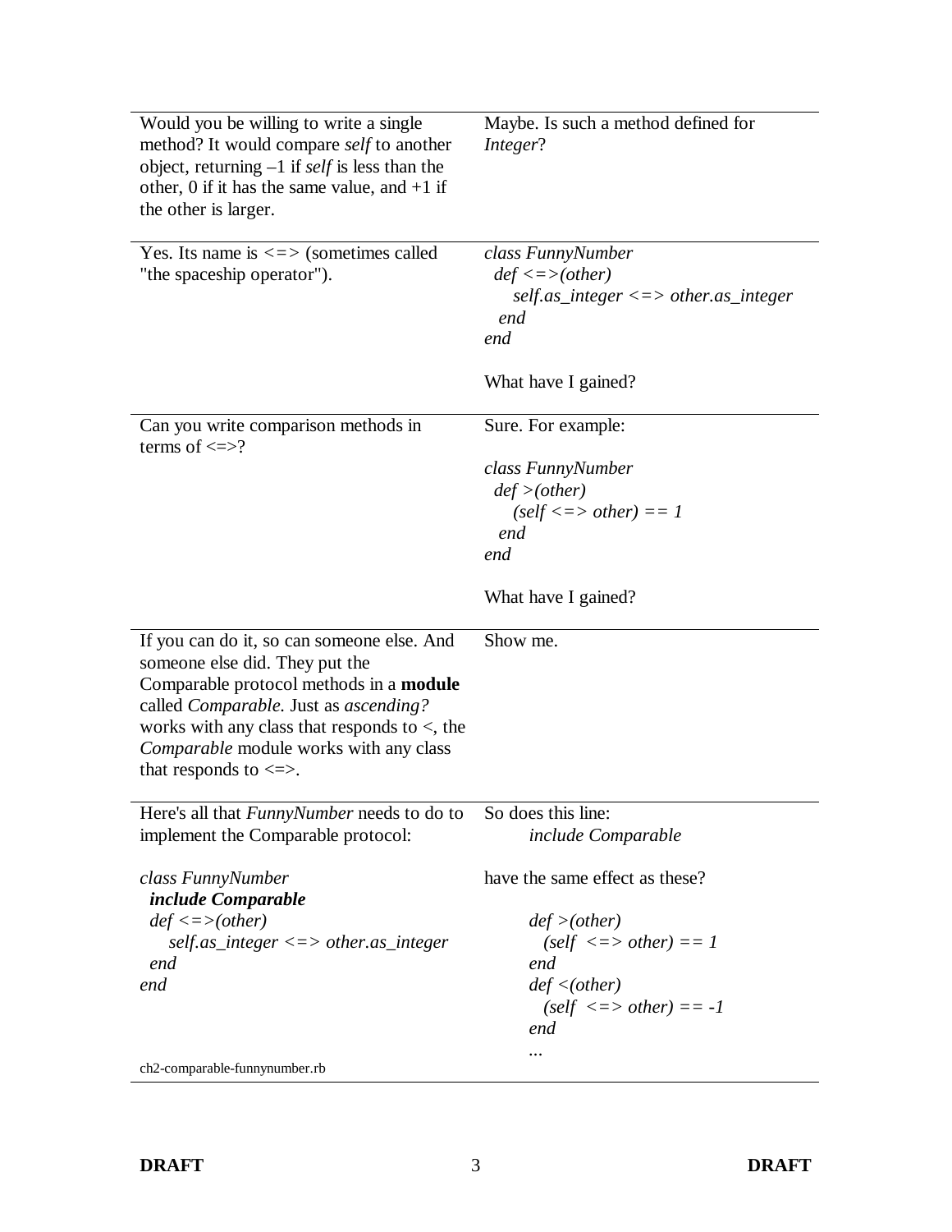| | |
|---|---|
| Would you be willing to write a single method? It would compare *self* to another object, returning –1 if *self* is less than the other, 0 if it has the same value, and +1 if the other is larger. | Maybe. Is such a method defined for *Integer*? |
| Yes. Its name is <=> (sometimes called "the spaceship operator"). | `class FunnyNumber`<br>`  def <=>(other)`<br>`    self.as_integer <=> other.as_integer`<br>`  end`<br>`end`<br><br>What have I gained? |
| Can you write comparison methods in terms of <=>? | Sure. For example:<br><br>`class FunnyNumber`<br>`  def >(other)`<br>`    (self <=> other) == 1`<br>`  end`<br>`end`<br><br>What have I gained? |
| If you can do it, so can someone else. And someone else did. They put the Comparable protocol methods in a **module** called *Comparable.* Just as *ascending?* works with any class that responds to <, the *Comparable* module works with any class that responds to <=>. | Show me. |
| Here's all that *FunnyNumber* needs to do to implement the Comparable protocol:<br><br>`class FunnyNumber`<br>`  include Comparable`<br>`  def <=>(other)`<br>`    self.as_integer <=> other.as_integer`<br>`  end`<br>`end`<br><br>ch2-comparable-funnynumber.rb | So does this line:<br>`include Comparable`<br><br>have the same effect as these?<br><br>`def >(other)`<br>`  (self <=> other) == 1`<br>`end`<br>`def <(other)`<br>`  (self <=> other) == -1`<br>`end`<br>`...` |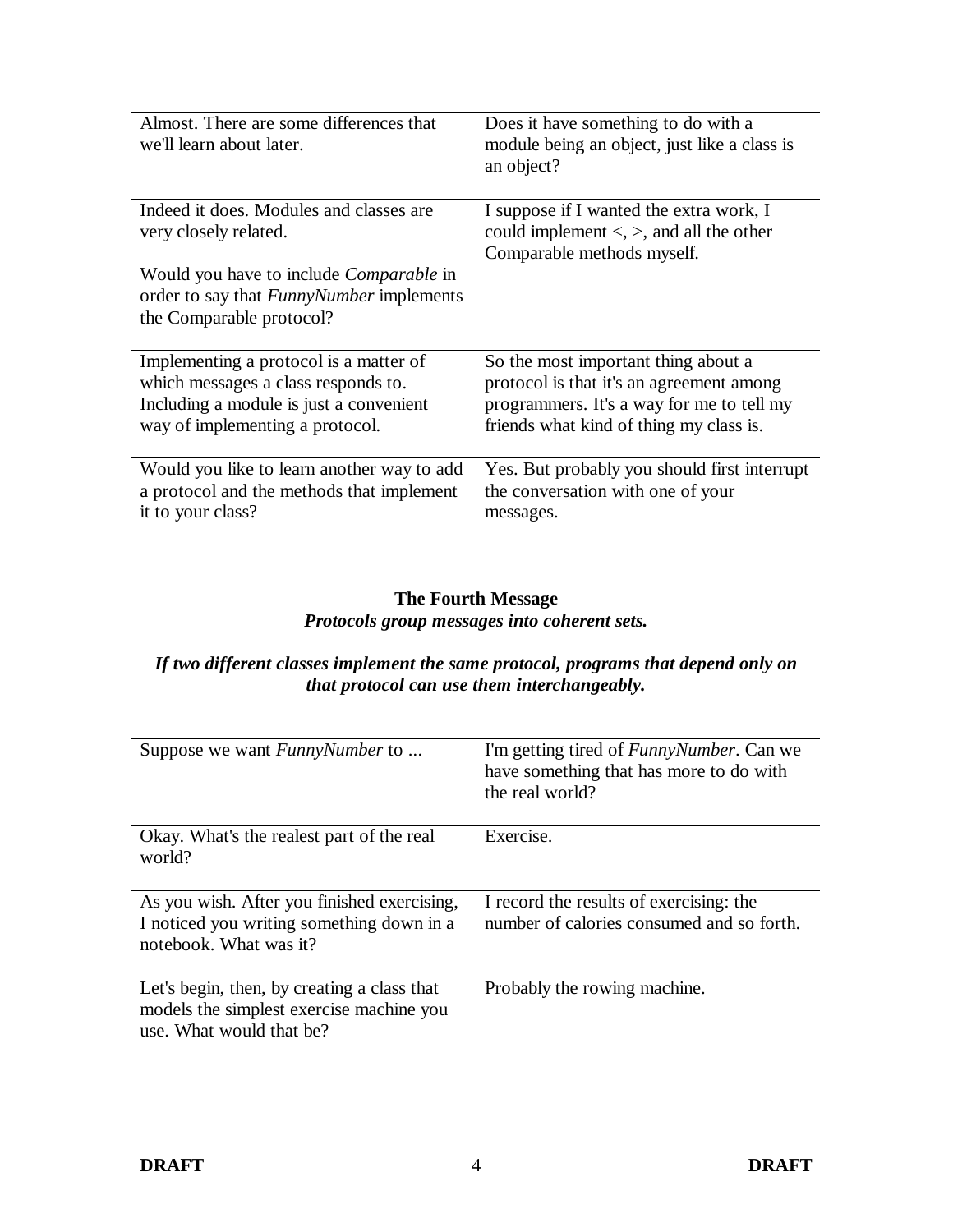| | |
|---|---|
| Almost. There are some differences that we'll learn about later. | Does it have something to do with a module being an object, just like a class is an object? |
| Indeed it does. Modules and classes are very closely related.<br><br>Would you have to include *Comparable* in order to say that *FunnyNumber* implements the Comparable protocol? | I suppose if I wanted the extra work, I could implement <, >, and all the other Comparable methods myself. |
| Implementing a protocol is a matter of which messages a class responds to. Including a module is just a convenient way of implementing a protocol. | So the most important thing about a protocol is that it's an agreement among programmers. It's a way for me to tell my friends what kind of thing my class is. |
| Would you like to learn another way to add a protocol and the methods that implement it to your class? | Yes. But probably you should first interrupt the conversation with one of your messages. |

**The Fourth Message**

***Protocols group messages into coherent sets.***

***If two different classes implement the same protocol, programs that depend only on that protocol can use them interchangeably.***

| | |
|---|---|
| Suppose we want *FunnyNumber* to ... | I'm getting tired of *FunnyNumber*. Can we have something that has more to do with the real world? |
| Okay. What's the realest part of the real world? | Exercise. |
| As you wish. After you finished exercising, I noticed you writing something down in a notebook. What was it? | I record the results of exercising: the number of calories consumed and so forth. |
| Let's begin, then, by creating a class that models the simplest exercise machine you use. What would that be? | Probably the rowing machine. |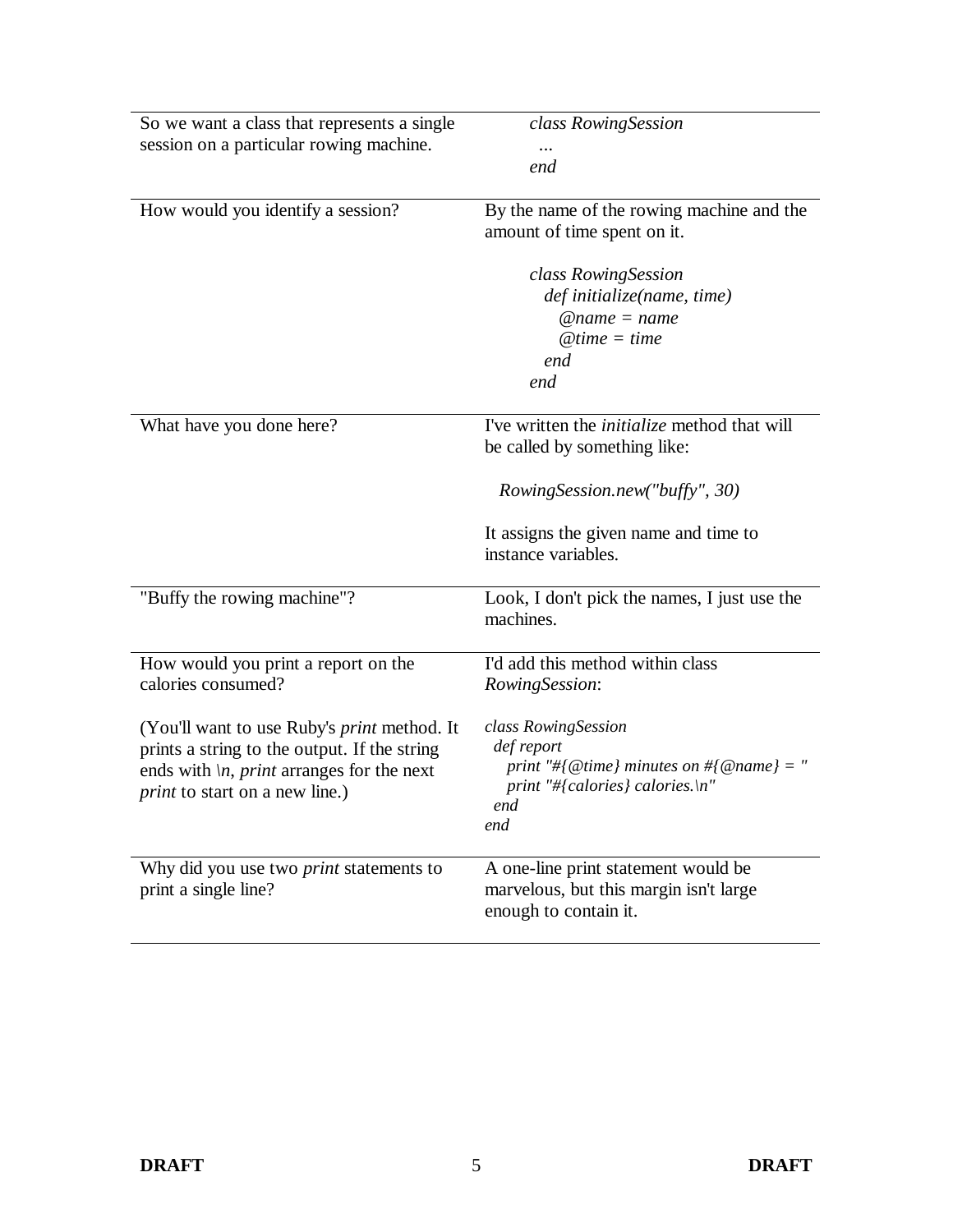| | |
|---|---|
| So we want a class that represents a single session on a particular rowing machine. | `class RowingSession`<br>`...`<br>`end` |
| How would you identify a session? | By the name of the rowing machine and the amount of time spent on it.<br><br>`class RowingSession`<br>`  def initialize(name, time)`<br>`    @name = name`<br>`    @time = time`<br>`  end`<br>`end` |
| What have you done here? | I've written the *initialize* method that will be called by something like:<br><br>`RowingSession.new("buffy", 30)`<br><br>It assigns the given name and time to instance variables. |
| "Buffy the rowing machine"? | Look, I don't pick the names, I just use the machines. |
| How would you print a report on the calories consumed?<br><br>(You'll want to use Ruby's *print* method. It prints a string to the output. If the string ends with *\n*, *print* arranges for the next *print* to start on a new line.) | I'd add this method within class *RowingSession*:<br><br>`class RowingSession`<br>`  def report`<br>`    print "#{@time} minutes on #{@name} = "`<br>`    print "#{calories} calories.\n"`<br>`  end`<br>`end` |
| Why did you use two *print* statements to print a single line? | A one-line print statement would be marvelous, but this margin isn't large enough to contain it. |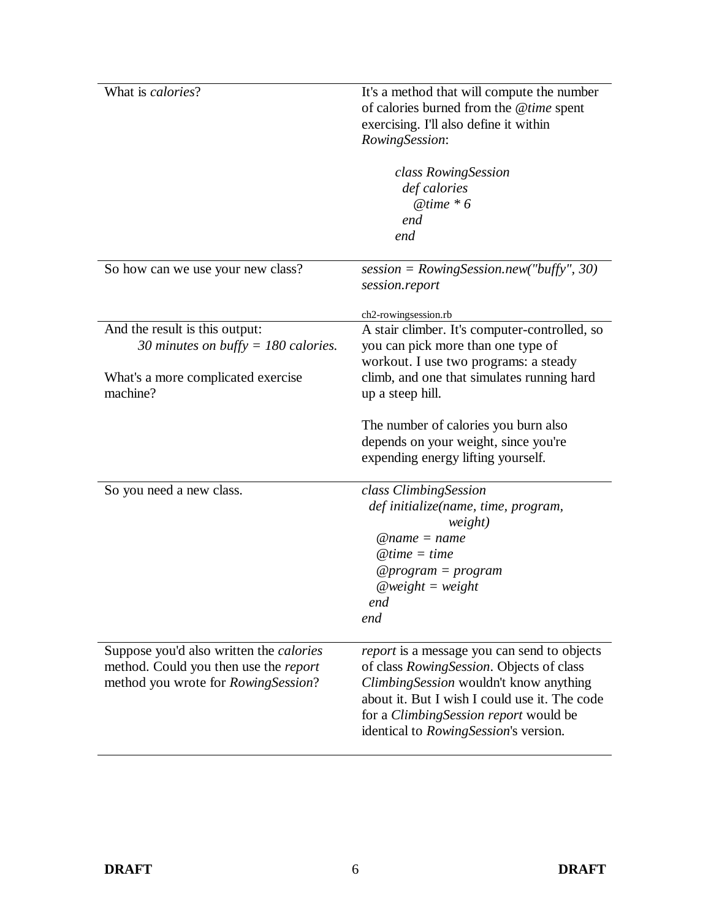| | |
|---|---|
| What is *calories*? | It's a method that will compute the number of calories burned from the *@time* spent exercising. I'll also define it within *RowingSession*:<br><br>`class RowingSession`<br>`  def calories`<br>`    @time * 6`<br>`  end`<br>`end` |
| So how can we use your new class? | `session = RowingSession.new("buffy", 30)`<br>`session.report`<br><br>ch2-rowingsession.rb |
| And the result is this output:<br>*30 minutes on buffy = 180 calories.*<br><br>What's a more complicated exercise machine? | A stair climber. It's computer-controlled, so you can pick more than one type of workout. I use two programs: a steady climb, and one that simulates running hard up a steep hill.<br><br>The number of calories you burn also depends on your weight, since you're expending energy lifting yourself. |
| So you need a new class. | `class ClimbingSession`<br>`  def initialize(name, time, program,`<br>`                 weight)`<br>`    @name = name`<br>`    @time = time`<br>`    @program = program`<br>`    @weight = weight`<br>`  end`<br>`end` |
| Suppose you'd also written the *calories* method. Could you then use the *report* method you wrote for *RowingSession*? | *report* is a message you can send to objects of class *RowingSession*. Objects of class *ClimbingSession* wouldn't know anything about it. But I wish I could use it. The code for a *ClimbingSession report* would be identical to *RowingSession*'s version. |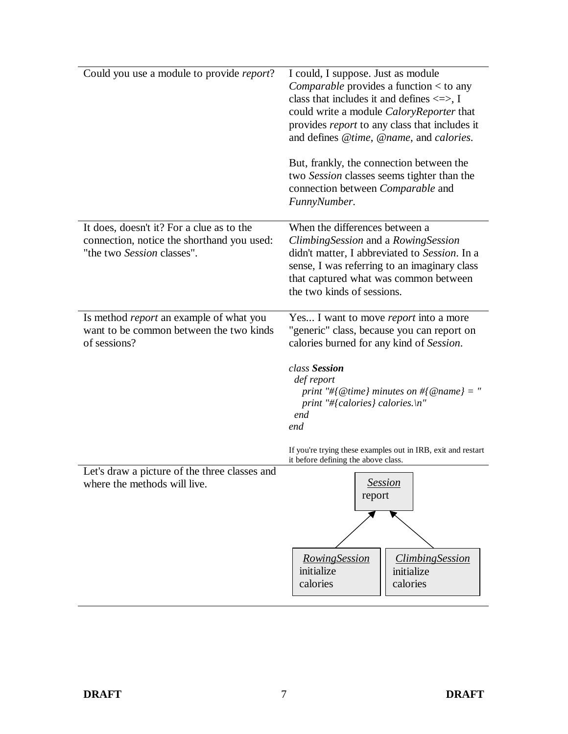| | |
|---|---|
| Could you use a module to provide *report*? | I could, I suppose. Just as module *Comparable* provides a function < to any class that includes it and defines <=>, I could write a module *CaloryReporter* that provides *report* to any class that includes it and defines *@time*, *@name*, and *calories*.<br><br>But, frankly, the connection between the two *Session* classes seems tighter than the connection between *Comparable* and *FunnyNumber*. |
| It does, doesn't it? For a clue as to the connection, notice the shorthand you used: "the two *Session* classes". | When the differences between a *ClimbingSession* and a *RowingSession* didn't matter, I abbreviated to *Session*. In a sense, I was referring to an imaginary class that captured what was common between the two kinds of sessions. |
| Is method *report* an example of what you want to be common between the two kinds of sessions? | Yes... I want to move *report* into a more "generic" class, because you can report on calories burned for any kind of *Session*. |

```
class Session
  def report
    print "#{@time} minutes on #{@name} = "
    print "#{calories} calories.\n"
  end
end
```

If you're trying these examples out in IRB, exit and restart it before defining the above class.

Let's draw a picture of the three classes and where the methods will live.

Session: report

RowingSession: initialize, calories

ClimbingSession: initialize, calories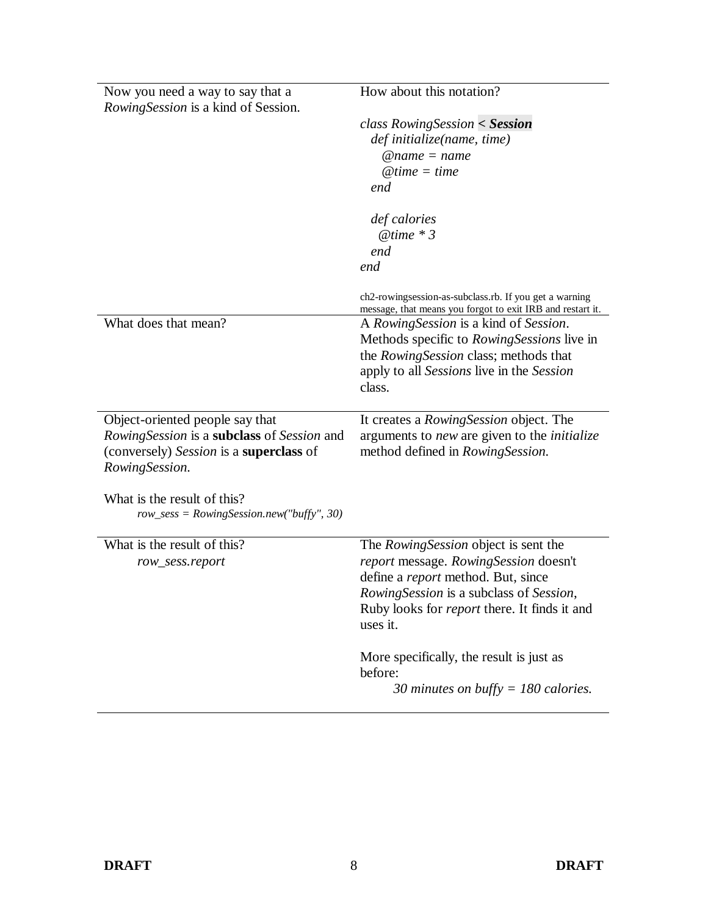| | |
|---|---|
| Now you need a way to say that a *RowingSession* is a kind of Session. | How about this notation?<br><br>*class RowingSession* ***< Session***<br>&nbsp;&nbsp;*def initialize(name, time)*<br>&nbsp;&nbsp;&nbsp;&nbsp;*@name = name*<br>&nbsp;&nbsp;&nbsp;&nbsp;*@time = time*<br>&nbsp;&nbsp;*end*<br><br>&nbsp;&nbsp;*def calories*<br>&nbsp;&nbsp;&nbsp;&nbsp;*@time * 3*<br>&nbsp;&nbsp;*end*<br>*end*<br><br>ch2-rowingsession-as-subclass.rb. If you get a warning message, that means you forgot to exit IRB and restart it. |
| What does that mean? | A *RowingSession* is a kind of *Session*. Methods specific to *RowingSessions* live in the *RowingSession* class; methods that apply to all *Sessions* live in the *Session* class. |
| Object-oriented people say that *RowingSession* is a **subclass** of *Session* and (conversely) *Session* is a **superclass** of *RowingSession*.<br><br>What is the result of this?<br>&nbsp;&nbsp;&nbsp;&nbsp;*row_sess = RowingSession.new("buffy", 30)* | It creates a *RowingSession* object. The arguments to *new* are given to the *initialize* method defined in *RowingSession*. |
| What is the result of this?<br>&nbsp;&nbsp;&nbsp;&nbsp;*row_sess.report* | The *RowingSession* object is sent the *report* message. *RowingSession* doesn't define a *report* method. But, since *RowingSession* is a subclass of *Session*, Ruby looks for *report* there. It finds it and uses it.<br><br>More specifically, the result is just as before:<br>&nbsp;&nbsp;&nbsp;&nbsp;*30 minutes on buffy = 180 calories.* |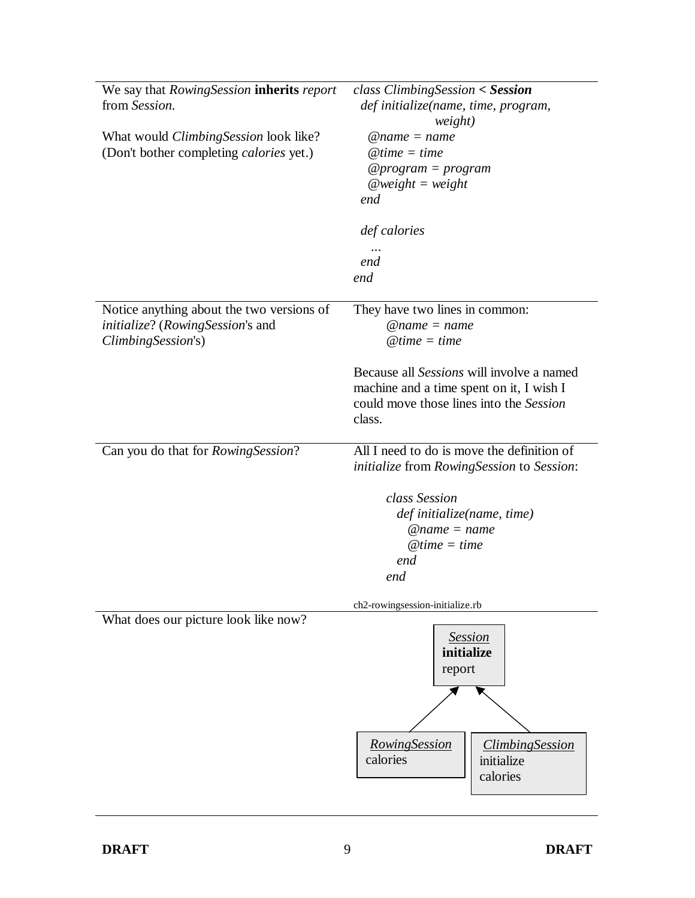We say that *RowingSession* **inherits** *report* from *Session*.

What would *ClimbingSession* look like? (Don't bother completing *calories* yet.)

```
class ClimbingSession < Session
  def initialize(name, time, program,
                 weight)
    @name = name
    @time = time
    @program = program
    @weight = weight
  end

  def calories
    ...
  end
end
```

---

Notice anything about the two versions of *initialize*? (*RowingSession*'s and *ClimbingSession*'s)

They have two lines in common:

```
@name = name
@time = time
```

Because all *Sessions* will involve a named machine and a time spent on it, I wish I could move those lines into the *Session* class.

---

Can you do that for *RowingSession*?

All I need to do is move the definition of *initialize* from *RowingSession* to *Session*:

```
class Session
  def initialize(name, time)
    @name = name
    @time = time
  end
end
```

ch2-rowingsession-initialize.rb

---

What does our picture look like now?

| *Session* |
|---|
| **initialize** |
| report |

↑ (inherited by)

| *RowingSession* | *ClimbingSession* |
|---|---|
| calories | initialize |
| | calories |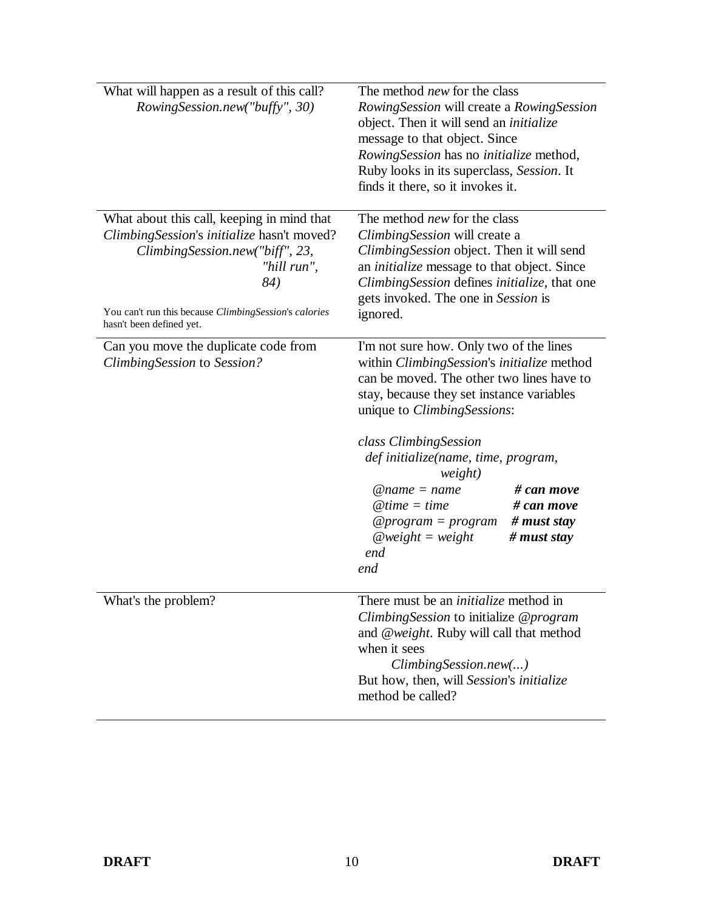| | |
|---|---|
| What will happen as a result of this call?<br>*RowingSession.new("buffy", 30)* | The method *new* for the class *RowingSession* will create a *RowingSession* object. Then it will send an *initialize* message to that object. Since *RowingSession* has no *initialize* method, Ruby looks in its superclass, *Session*. It finds it there, so it invokes it. |
| What about this call, keeping in mind that *ClimbingSession*'s *initialize* hasn't moved?<br>*ClimbingSession.new("biff", 23, "hill run", 84)*<br><br>You can't run this because *ClimbingSession*'s *calories* hasn't been defined yet. | The method *new* for the class *ClimbingSession* will create a *ClimbingSession* object. Then it will send an *initialize* message to that object. Since *ClimbingSession* defines *initialize*, that one gets invoked. The one in *Session* is ignored. |
| Can you move the duplicate code from *ClimbingSession* to *Session?* | I'm not sure how. Only two of the lines within *ClimbingSession*'s *initialize* method can be moved. The other two lines have to stay, because they set instance variables unique to *ClimbingSessions*:<br><br>`class ClimbingSession`<br>`  def initialize(name, time, program,`<br>`                 weight)`<br>`    @name = name           # can move`<br>`    @time = time           # can move`<br>`    @program = program     # must stay`<br>`    @weight = weight       # must stay`<br>`  end`<br>`end` |
| What's the problem? | There must be an *initialize* method in *ClimbingSession* to initialize *@program* and *@weight*. Ruby will call that method when it sees<br>*ClimbingSession.new(...)*<br>But how, then, will *Session*'s *initialize* method be called? |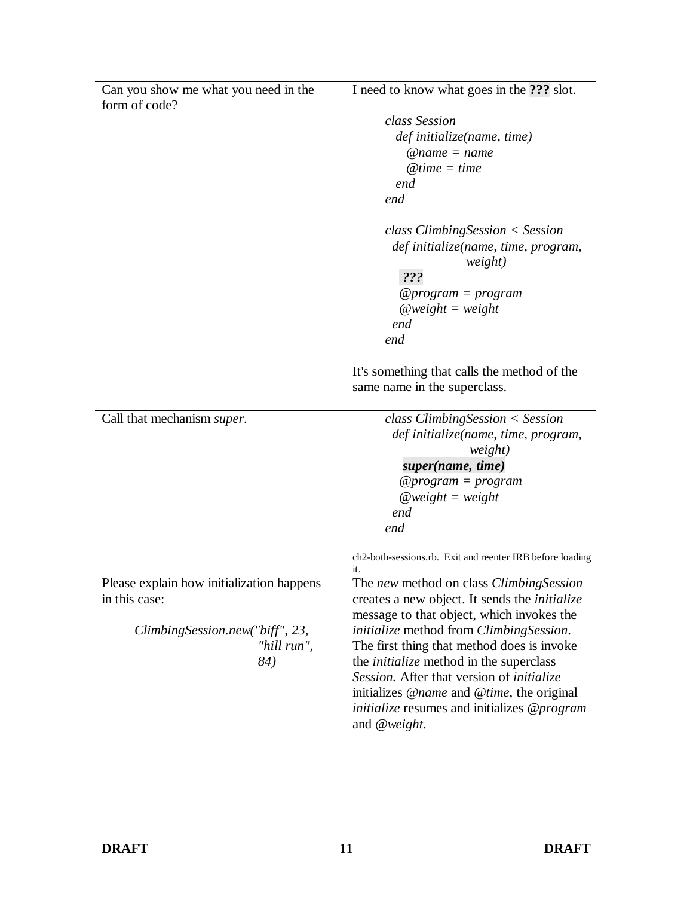| | |
|---|---|
| Can you show me what you need in the form of code? | I need to know what goes in the **???** slot.<br><br>*class Session*<br>&nbsp;&nbsp;*def initialize(name, time)*<br>&nbsp;&nbsp;&nbsp;&nbsp;*@name = name*<br>&nbsp;&nbsp;&nbsp;&nbsp;*@time = time*<br>&nbsp;&nbsp;*end*<br>*end*<br><br>*class ClimbingSession < Session*<br>&nbsp;&nbsp;*def initialize(name, time, program, weight)*<br>&nbsp;&nbsp;&nbsp;&nbsp;***???***<br>&nbsp;&nbsp;&nbsp;&nbsp;*@program = program*<br>&nbsp;&nbsp;&nbsp;&nbsp;*@weight = weight*<br>&nbsp;&nbsp;*end*<br>*end*<br><br>It's something that calls the method of the same name in the superclass. |
| Call that mechanism *super*. | *class ClimbingSession < Session*<br>&nbsp;&nbsp;*def initialize(name, time, program, weight)*<br>&nbsp;&nbsp;&nbsp;&nbsp;***super(name, time)***<br>&nbsp;&nbsp;&nbsp;&nbsp;*@program = program*<br>&nbsp;&nbsp;&nbsp;&nbsp;*@weight = weight*<br>&nbsp;&nbsp;*end*<br>*end*<br><br>ch2-both-sessions.rb. Exit and reenter IRB before loading it. |
| Please explain how initialization happens in this case:<br><br>*ClimbingSession.new("biff", 23, "hill run", 84)* | The *new* method on class *ClimbingSession* creates a new object. It sends the *initialize* message to that object, which invokes the *initialize* method from *ClimbingSession*. The first thing that method does is invoke the *initialize* method in the superclass *Session.* After that version of *initialize* initializes *@name* and *@time*, the original *initialize* resumes and initializes *@program* and *@weight*. |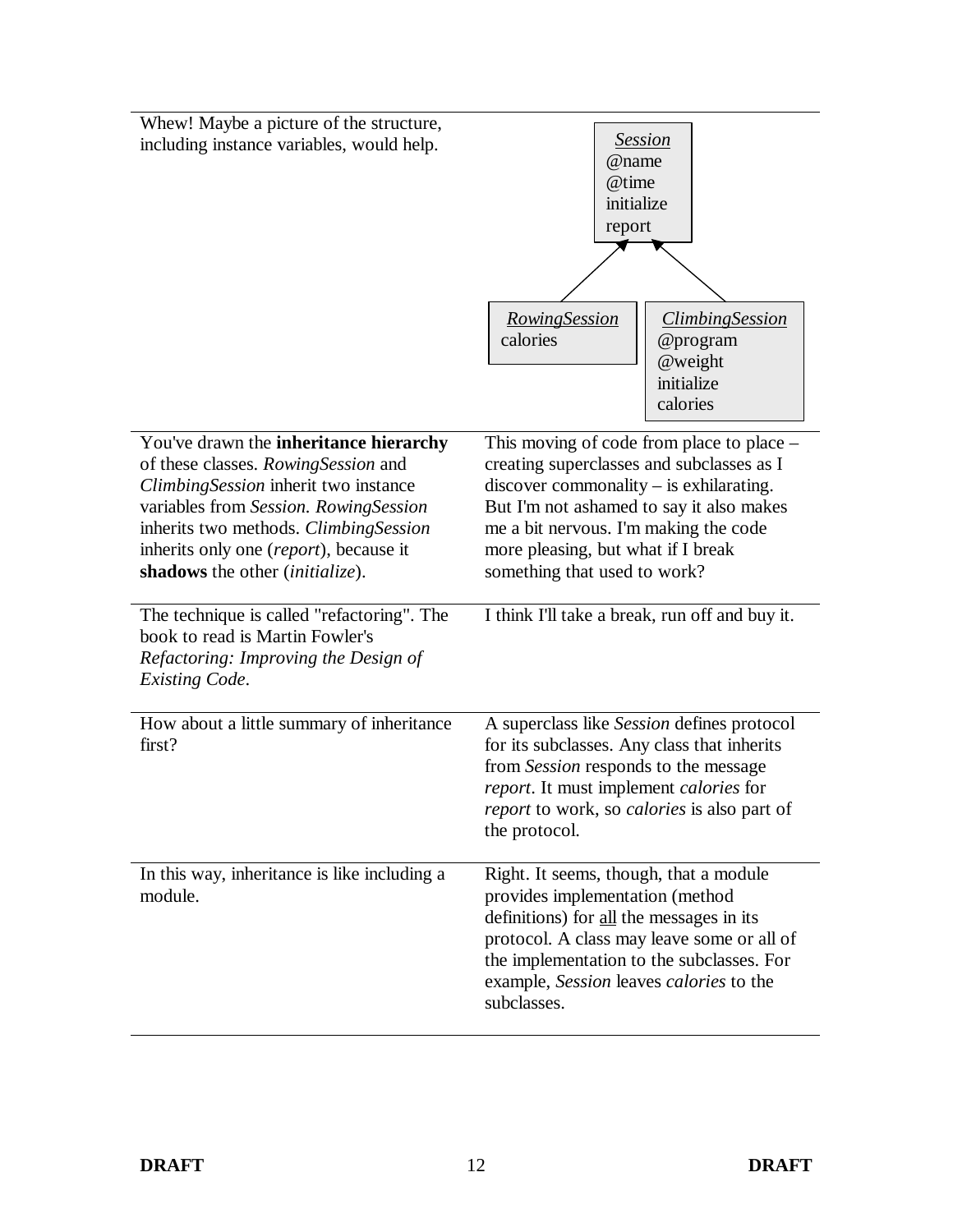| | |
|---|---|
| Whew! Maybe a picture of the structure, including instance variables, would help. | *Session*: @name, @time, initialize, report — *RowingSession* (subclass of Session): calories — *ClimbingSession* (subclass of Session): @program, @weight, initialize, calories |
| You've drawn the **inheritance hierarchy** of these classes. *RowingSession* and *ClimbingSession* inherit two instance variables from *Session*. *RowingSession* inherits two methods. *ClimbingSession* inherits only one (*report*), because it **shadows** the other (*initialize*). | This moving of code from place to place – creating superclasses and subclasses as I discover commonality – is exhilarating. But I'm not ashamed to say it also makes me a bit nervous. I'm making the code more pleasing, but what if I break something that used to work? |
| The technique is called "refactoring". The book to read is Martin Fowler's *Refactoring: Improving the Design of Existing Code*. | I think I'll take a break, run off and buy it. |
| How about a little summary of inheritance first? | A superclass like *Session* defines protocol for its subclasses. Any class that inherits from *Session* responds to the message *report*. It must implement *calories* for *report* to work, so *calories* is also part of the protocol. |
| In this way, inheritance is like including a module. | Right. It seems, though, that a module provides implementation (method definitions) for <u>all</u> the messages in its protocol. A class may leave some or all of the implementation to the subclasses. For example, *Session* leaves *calories* to the subclasses. |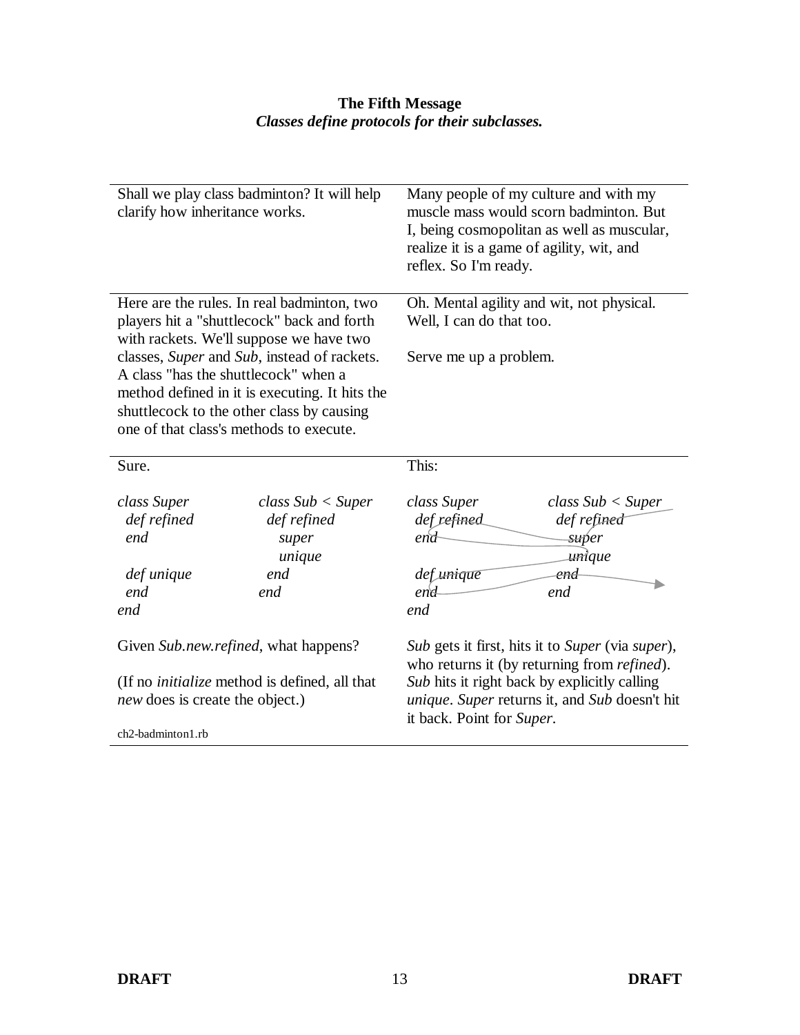**The Fifth Message**
***Classes define protocols for their subclasses.***

---

Shall we play class badminton? It will help clarify how inheritance works.

Many people of my culture and with my muscle mass would scorn badminton. But I, being cosmopolitan as well as muscular, realize it is a game of agility, wit, and reflex. So I'm ready.

---

Here are the rules. In real badminton, two players hit a "shuttlecock" back and forth with rackets. We'll suppose we have two classes, *Super* and *Sub*, instead of rackets. A class "has the shuttlecock" when a method defined in it is executing. It hits the shuttlecock to the other class by causing one of that class's methods to execute.

Oh. Mental agility and wit, not physical. Well, I can do that too.

Serve me up a problem.

---

Sure.

```
class Super              class Sub < Super
  def refined              def refined
  end                        super
                             unique
  def unique               end
  end                    end
end
```

Given *Sub.new.refined*, what happens?

(If no *initialize* method is defined, all that *new* does is create the object.)

ch2-badminton1.rb

This:

```
class Super              class Sub < Super
  def refined              def refined
  end                        super
                             unique
  def unique               end
  end                    end
end
```

*Sub* gets it first, hits it to *Super* (via *super*), who returns it (by returning from *refined*). *Sub* hits it right back by explicitly calling *unique*. *Super* returns it, and *Sub* doesn't hit it back. Point for *Super*.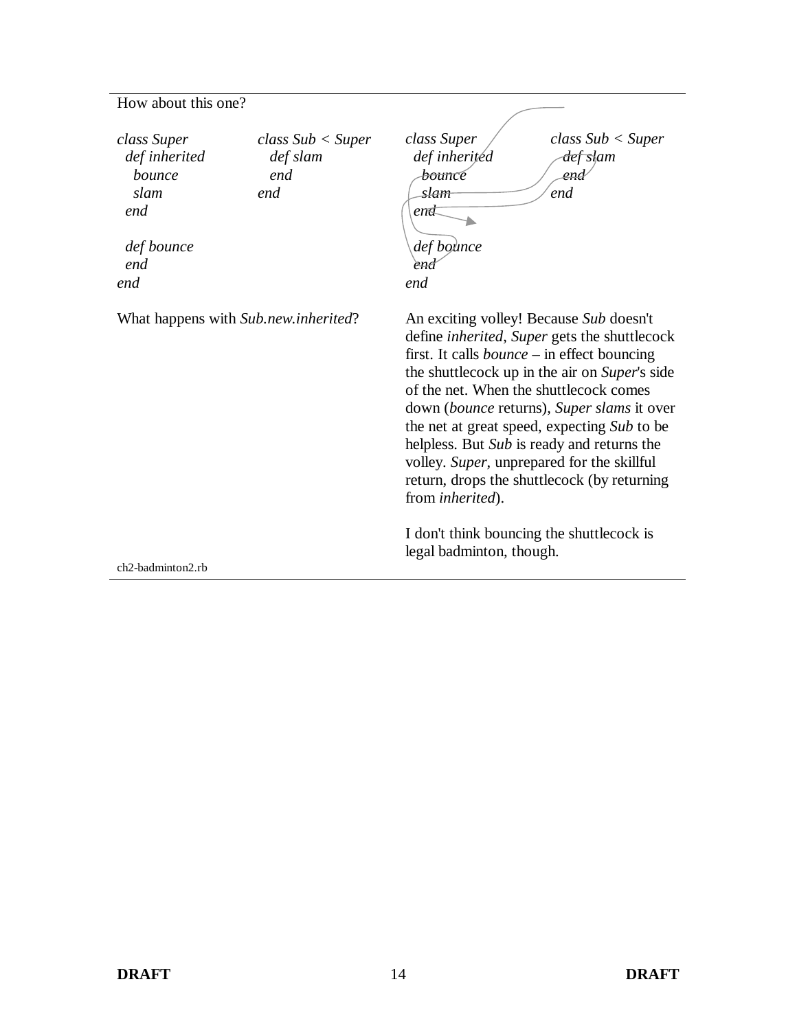How about this one?

```
class Super
  def inherited
    bounce
    slam
  end

  def bounce
  end
end
```

```
class Sub < Super
  def slam
  end
end
```

What happens with *Sub.new.inherited*?

```
class Super
  def inherited
    bounce
    slam
  end

  def bounce
  end
end
```

```
class Sub < Super
  def slam
  end
end
```

An exciting volley! Because *Sub* doesn't define *inherited*, *Super* gets the shuttlecock first. It calls *bounce* – in effect bouncing the shuttlecock up in the air on *Super*'s side of the net. When the shuttlecock comes down (*bounce* returns), *Super slams* it over the net at great speed, expecting *Sub* to be helpless. But *Sub* is ready and returns the volley. *Super*, unprepared for the skillful return, drops the shuttlecock (by returning from *inherited*).

I don't think bouncing the shuttlecock is legal badminton, though.

ch2-badminton2.rb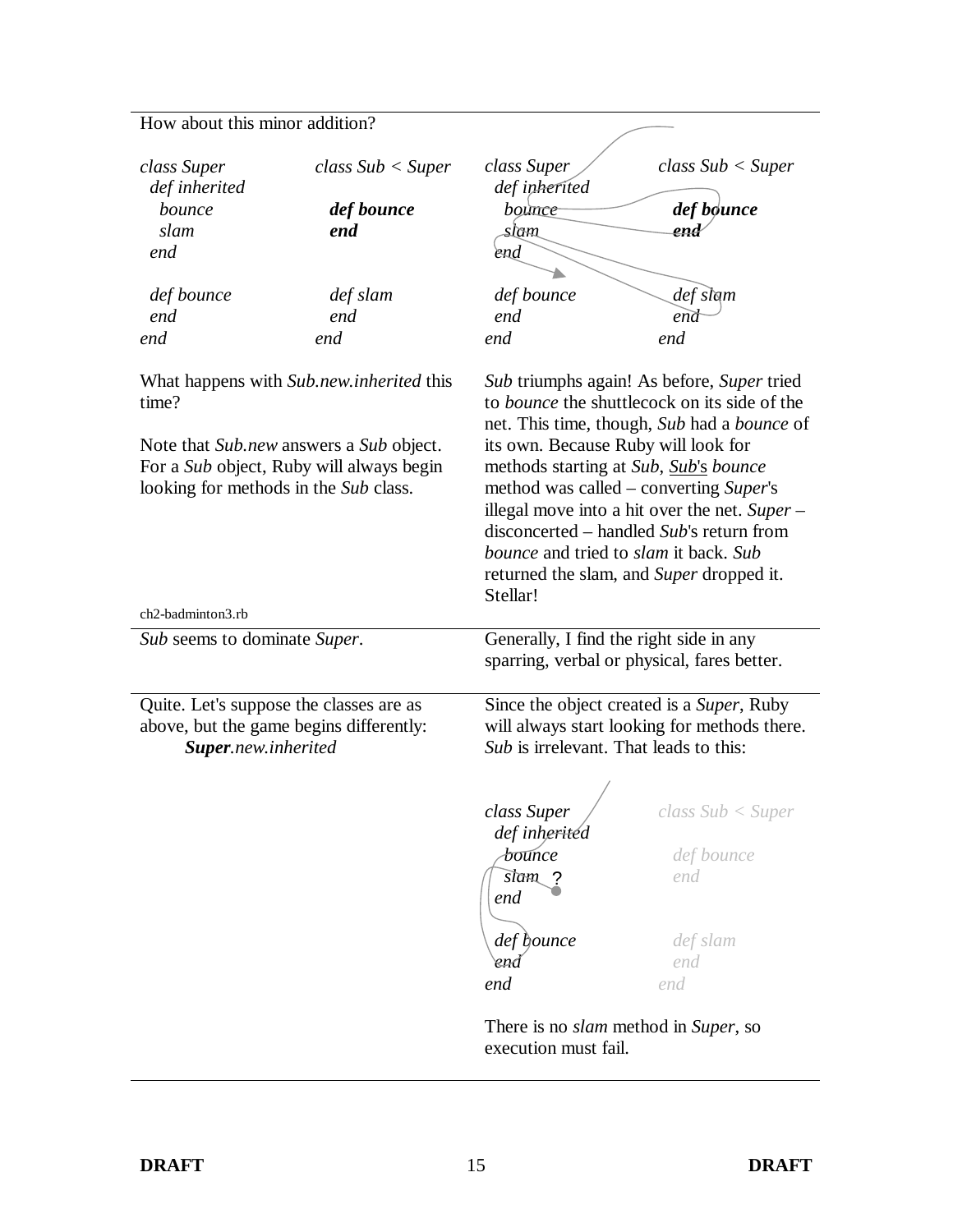How about this minor addition?

```
class Super                 class Sub < Super
  def inherited
    bounce                    def bounce
    slam                      end
  end

  def bounce                  def slam
  end                         end
end                         end
```

What happens with *Sub.new.inherited* this time?

Note that *Sub.new* answers a *Sub* object. For a *Sub* object, Ruby will always begin looking for methods in the *Sub* class.

ch2-badminton3.rb

```
class Super                 class Sub < Super
  def inherited
    bounce                    def bounce
    slam                      end
  end

  def bounce                  def slam
  end                         end
end                         end
```

*Sub* triumphs again! As before, *Super* tried to *bounce* the shuttlecock on its side of the net. This time, though, *Sub* had a *bounce* of its own. Because Ruby will look for methods starting at *Sub*, <u>*Sub*'s</u> *bounce* method was called – converting *Super*'s illegal move into a hit over the net. *Super* – disconcerted – handled *Sub*'s return from *bounce* and tried to *slam* it back. *Sub* returned the slam, and *Super* dropped it. Stellar!

*Sub* seems to dominate *Super*.

Generally, I find the right side in any sparring, verbal or physical, fares better.

Quite. Let's suppose the classes are as above, but the game begins differently:

***Super**.new.inherited*

Since the object created is a *Super*, Ruby will always start looking for methods there. *Sub* is irrelevant. That leads to this:

```
class Super                 class Sub < Super
  def inherited
    bounce                    def bounce
    slam ?                    end
  end

  def bounce                  def slam
  end                         end
end                         end
```

There is no *slam* method in *Super*, so execution must fail.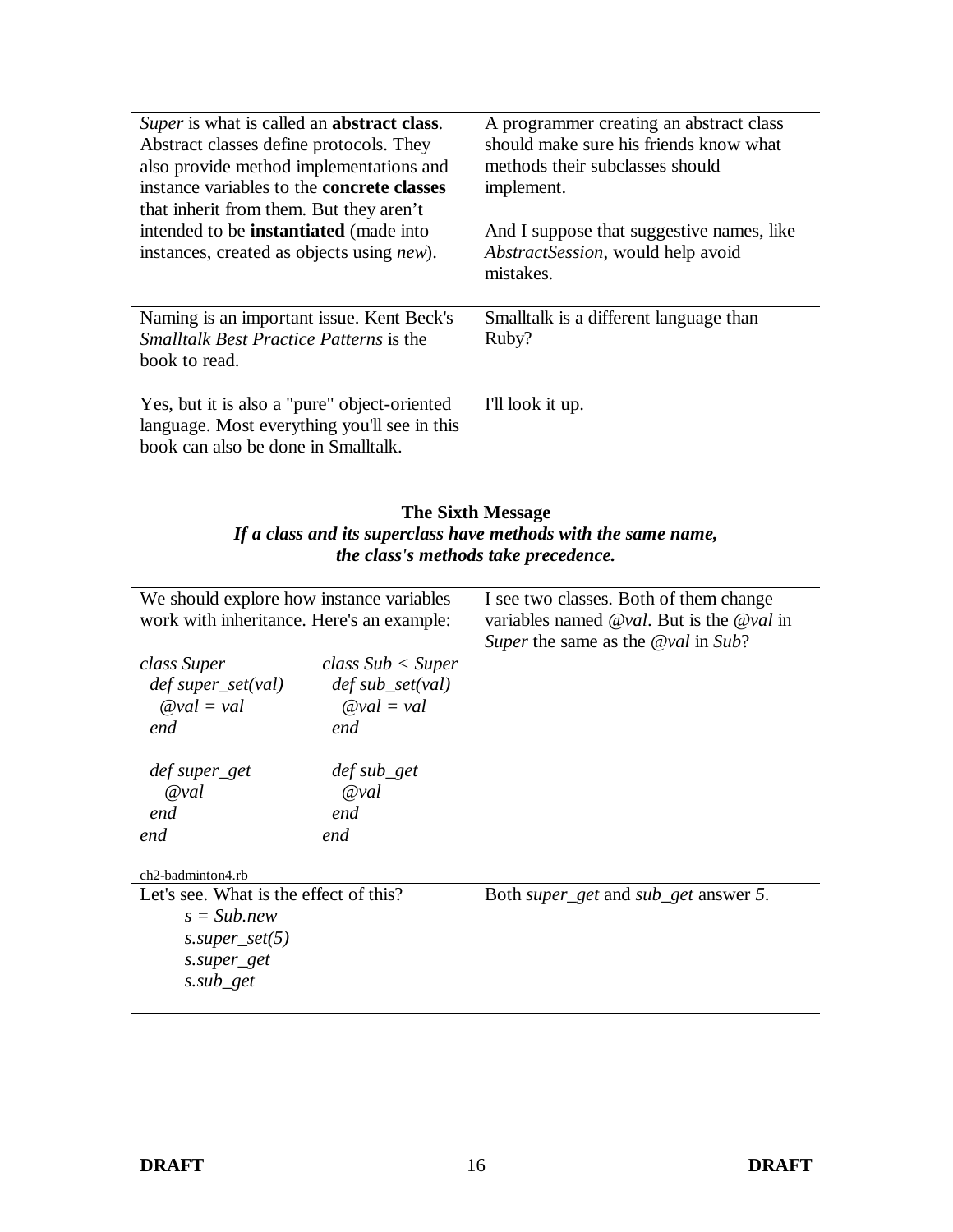| | |
|---|---|
| *Super* is what is called an **abstract class**. Abstract classes define protocols. They also provide method implementations and instance variables to the **concrete classes** that inherit from them. But they aren't intended to be **instantiated** (made into instances, created as objects using *new*). | A programmer creating an abstract class should make sure his friends know what methods their subclasses should implement.<br><br>And I suppose that suggestive names, like *AbstractSession*, would help avoid mistakes. |
| Naming is an important issue. Kent Beck's *Smalltalk Best Practice Patterns* is the book to read. | Smalltalk is a different language than Ruby? |
| Yes, but it is also a "pure" object-oriented language. Most everything you'll see in this book can also be done in Smalltalk. | I'll look it up. |

### The Sixth Message

***If a class and its superclass have methods with the same name, the class's methods take precedence.***

We should explore how instance variables work with inheritance. Here's an example:

```
class Super                class Sub < Super
  def super_set(val)         def sub_set(val)
    @val = val                 @val = val
  end                        end

  def super_get              def sub_get
    @val                       @val
  end                        end
end                        end
```

ch2-badminton4.rb

I see two classes. Both of them change variables named *@val*. But is the *@val* in *Super* the same as the *@val* in *Sub*?

Let's see. What is the effect of this?

```
s = Sub.new
s.super_set(5)
s.super_get
s.sub_get
```

Both *super_get* and *sub_get* answer *5*.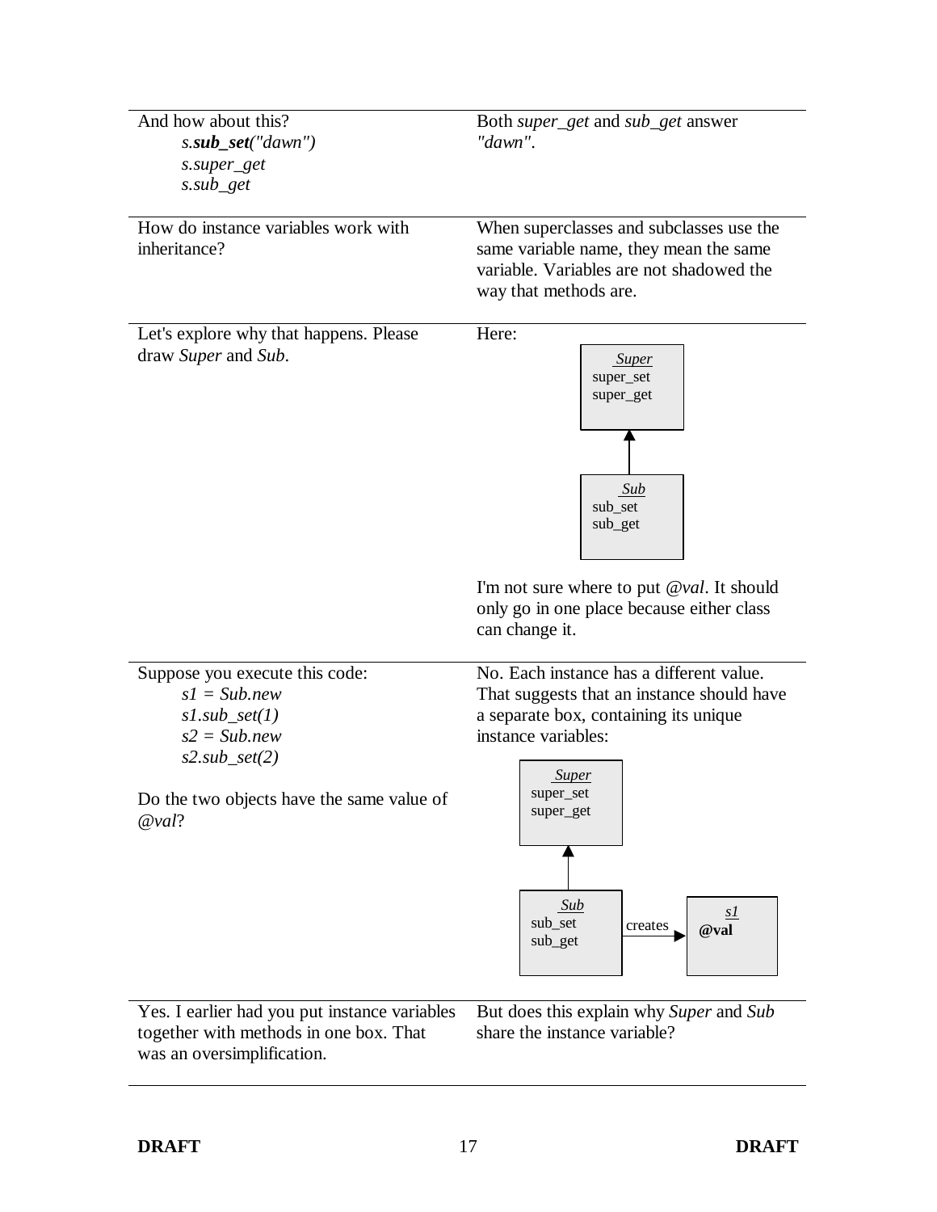| | |
|---|---|
| And how about this?<br>*s.**sub_set**("dawn")*<br>*s.super_get*<br>*s.sub_get* | Both *super_get* and *sub_get* answer *"dawn"*. |
| How do instance variables work with inheritance? | When superclasses and subclasses use the same variable name, they mean the same variable. Variables are not shadowed the way that methods are. |
| Let's explore why that happens. Please draw *Super* and *Sub*. | Here:<br>*Super*: super_set, super_get<br>*Sub* (inherits from *Super*): sub_set, sub_get<br><br>I'm not sure where to put *@val*. It should only go in one place because either class can change it. |
| Suppose you execute this code:<br>*s1 = Sub.new*<br>*s1.sub_set(1)*<br>*s2 = Sub.new*<br>*s2.sub_set(2)*<br><br>Do the two objects have the same value of *@val*? | No. Each instance has a different value. That suggests that an instance should have a separate box, containing its unique instance variables:<br>*Super*: super_set, super_get<br>*Sub* (inherits from *Super*): sub_set, sub_get — creates → *s1*: **@val** |
| Yes. I earlier had you put instance variables together with methods in one box. That was an oversimplification. | But does this explain why *Super* and *Sub* share the instance variable? |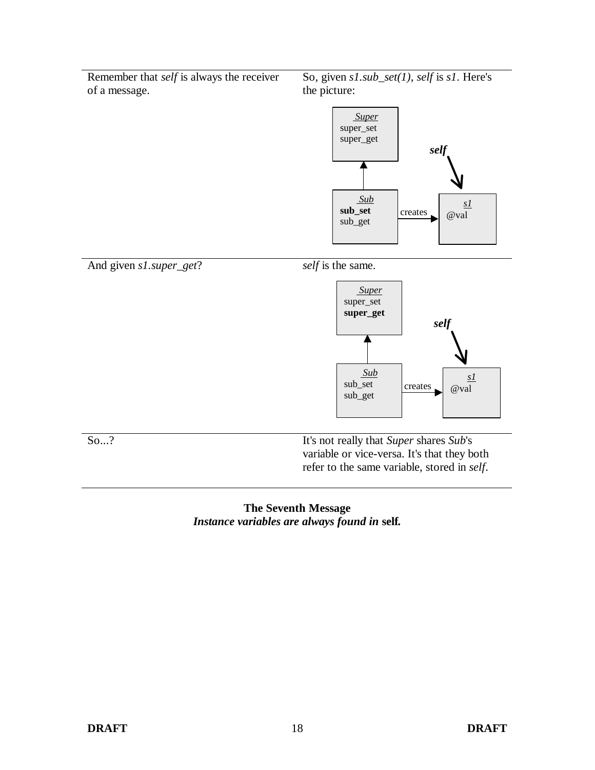Remember that *self* is always the receiver of a message.

So, given *s1.sub_set(1)*, *self* is *s1*. Here's the picture:

---

And given *s1.super_get*?

*self* is the same.

---

So...?

It's not really that *Super* shares *Sub*'s variable or vice-versa. It's that they both refer to the same variable, stored in *self*.

---

**The Seventh Message**

***Instance variables are always found in* self.**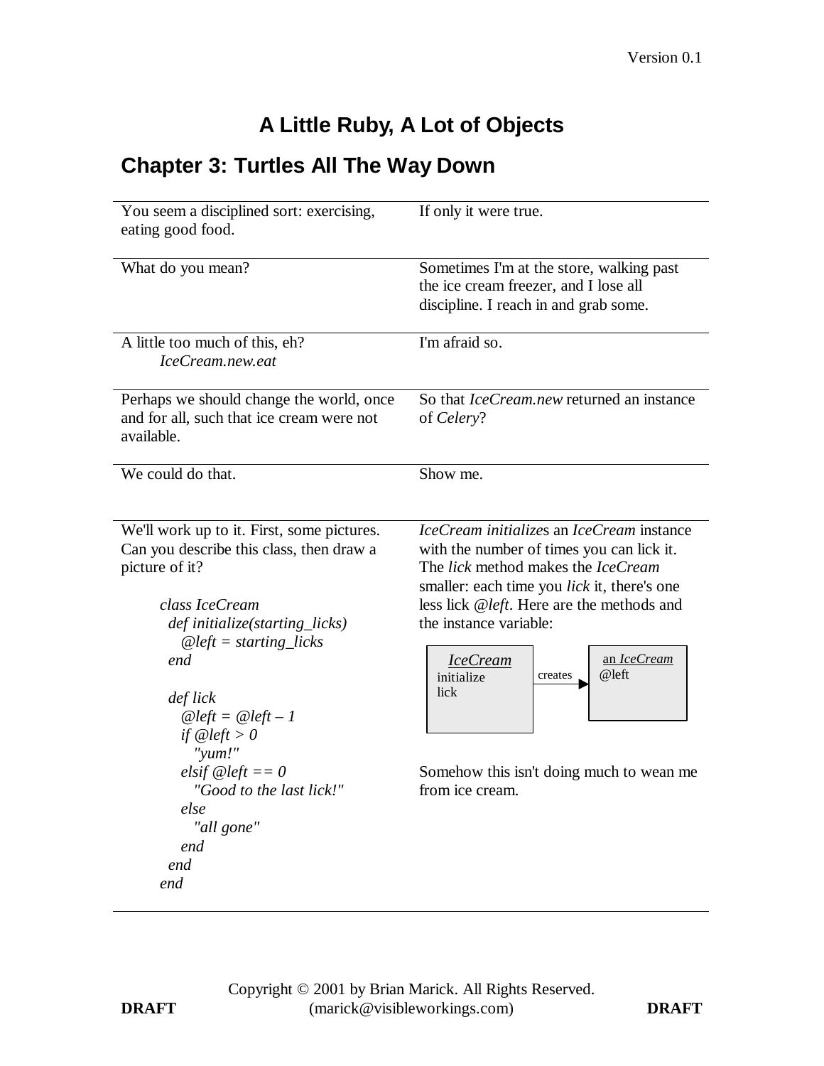# A Little Ruby, A Lot of Objects

## Chapter 3: Turtles All The Way Down

| | |
|---|---|
| You seem a disciplined sort: exercising, eating good food. | If only it were true. |
| What do you mean? | Sometimes I'm at the store, walking past the ice cream freezer, and I lose all discipline. I reach in and grab some. |
| A little too much of this, eh? *IceCream.new.eat* | I'm afraid so. |
| Perhaps we should change the world, once and for all, such that ice cream were not available. | So that *IceCream.new* returned an instance of *Celery*? |
| We could do that. | Show me. |
| We'll work up to it. First, some pictures. Can you describe this class, then draw a picture of it? | *IceCream initialize*s an *IceCream* instance with the number of times you can lick it. The *lick* method makes the *IceCream* smaller: each time you *lick* it, there's one less lick *@left*. Here are the methods and the instance variable: |

```
class IceCream
  def initialize(starting_licks)
    @left = starting_licks
  end

  def lick
    @left = @left – 1
    if @left > 0
      "yum!"
    elsif @left == 0
      "Good to the last lick!"
    else
      "all gone"
    end
  end
end
```

| IceCream | | an IceCream |
|---|---|---|
| initialize, lick | creates → | @left |

Somehow this isn't doing much to wean me from ice cream.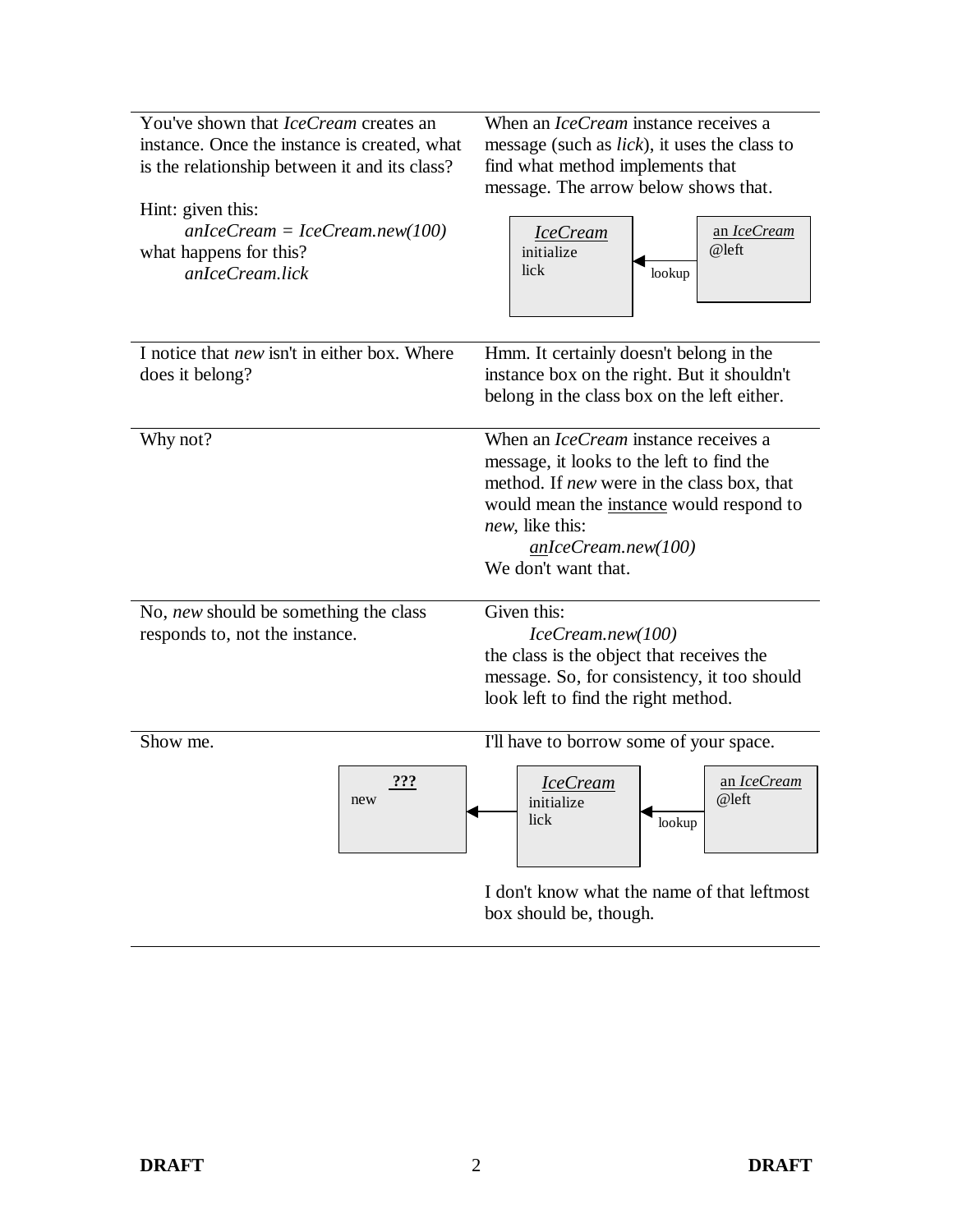| | |
|---|---|
| You've shown that *IceCream* creates an instance. Once the instance is created, what is the relationship between it and its class?<br><br>Hint: given this:<br>    *anIceCream = IceCream.new(100)*<br>what happens for this?<br>    *anIceCream.lick* | When an *IceCream* instance receives a message (such as *lick*), it uses the class to find what method implements that message. The arrow below shows that.<br><br>[*IceCream*: initialize, lick] ◄— lookup — [an *IceCream*: @left] |
| I notice that *new* isn't in either box. Where does it belong? | Hmm. It certainly doesn't belong in the instance box on the right. But it shouldn't belong in the class box on the left either. |
| Why not? | When an *IceCream* instance receives a message, it looks to the left to find the method. If *new* were in the class box, that would mean the instance would respond to *new*, like this:<br>    *anIceCream.new(100)*<br>We don't want that. |
| No, *new* should be something the class responds to, not the instance. | Given this:<br>    *IceCream.new(100)*<br>the class is the object that receives the message. So, for consistency, it too should look left to find the right method. |
| Show me. | I'll have to borrow some of your space.<br><br>[**???**: new] ◄— [*IceCream*: initialize, lick] ◄— lookup — [an *IceCream*: @left]<br><br>I don't know what the name of that leftmost box should be, though. |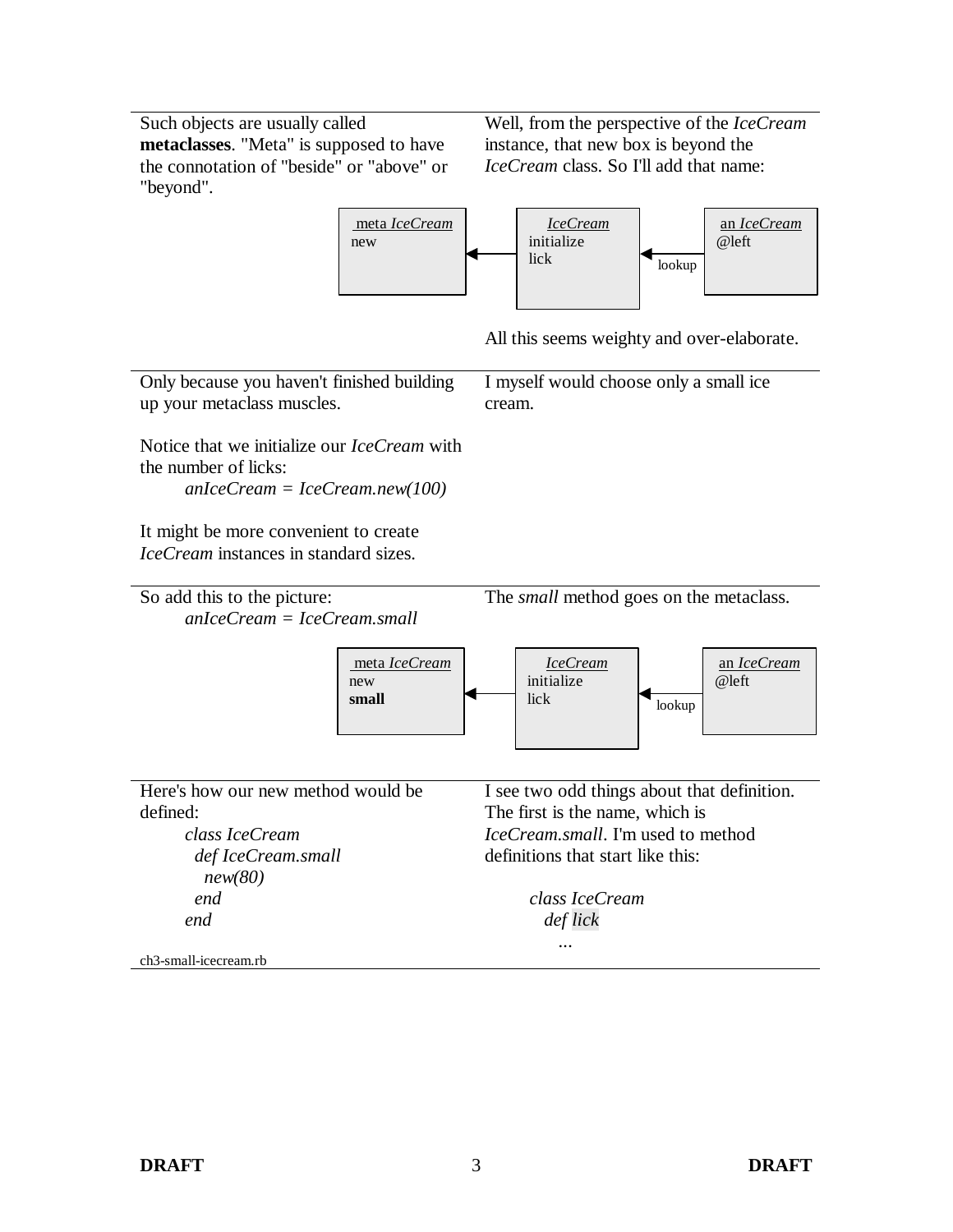Such objects are usually called **metaclasses**. "Meta" is supposed to have the connotation of "beside" or "above" or "beyond".

Well, from the perspective of the *IceCream* instance, that new box is beyond the *IceCream* class. So I'll add that name:

| meta *IceCream* | | *IceCream* | | an *IceCream* |
|---|---|---|---|---|
| new | ◄── | initialize<br>lick | ◄── lookup | @left |

All this seems weighty and over-elaborate.

---

Only because you haven't finished building up your metaclass muscles.

Notice that we initialize our *IceCream* with the number of licks:

*anIceCream = IceCream.new(100)*

It might be more convenient to create *IceCream* instances in standard sizes.

I myself would choose only a small ice cream.

---

So add this to the picture:

*anIceCream = IceCream.small*

The *small* method goes on the metaclass.

| meta *IceCream* | | *IceCream* | | an *IceCream* |
|---|---|---|---|---|
| new<br>**small** | ◄── | initialize<br>lick | ◄── lookup | @left |

---

Here's how our new method would be defined:

```
class IceCream
  def IceCream.small
    new(80)
  end
end
```

ch3-small-icecream.rb

I see two odd things about that definition. The first is the name, which is *IceCream.small*. I'm used to method definitions that start like this:

```
class IceCream
  def lick
    ...
```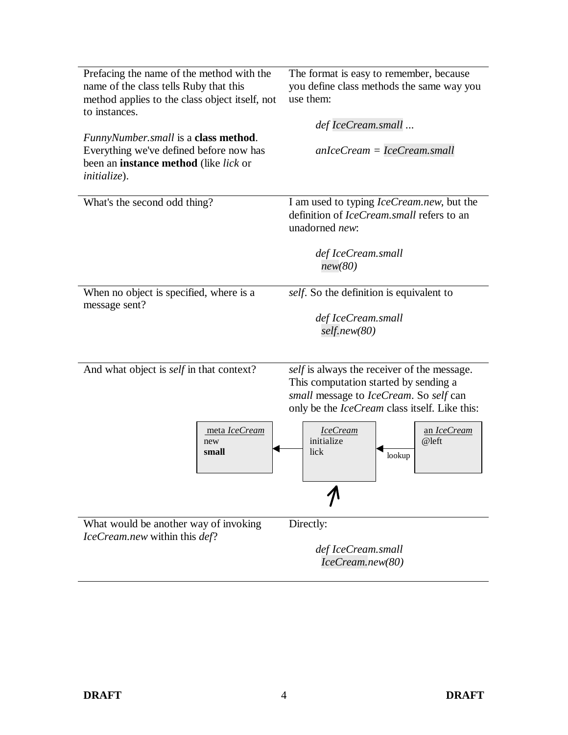| | |
|---|---|
| Prefacing the name of the method with the name of the class tells Ruby that this method applies to the class object itself, not to instances.<br><br>*FunnyNumber.small* is a **class method**. Everything we've defined before now has been an **instance method** (like *lick* or *initialize*). | The format is easy to remember, because you define class methods the same way you use them:<br><br>*def IceCream.small ...*<br><br>*anIceCream = IceCream.small* |
| What's the second odd thing? | I am used to typing *IceCream.new*, but the definition of *IceCream.small* refers to an unadorned *new*:<br><br>*def IceCream.small*<br>*new(80)* |
| When no object is specified, where is a message sent? | *self*. So the definition is equivalent to<br><br>*def IceCream.small*<br>*self.new(80)* |
| And what object is *self* in that context? | *self* is always the receiver of the message. This computation started by sending a *small* message to *IceCream*. So *self* can only be the *IceCream* class itself. Like this: |

```
 meta IceCream          IceCream              an IceCream
 new         <------    initialize   <------  @left
 small                  lick         lookup
                           ^
```

| | |
|---|---|
| What would be another way of invoking *IceCream.new* within this *def*? | Directly:<br><br>*def IceCream.small*<br>*IceCream.new(80)* |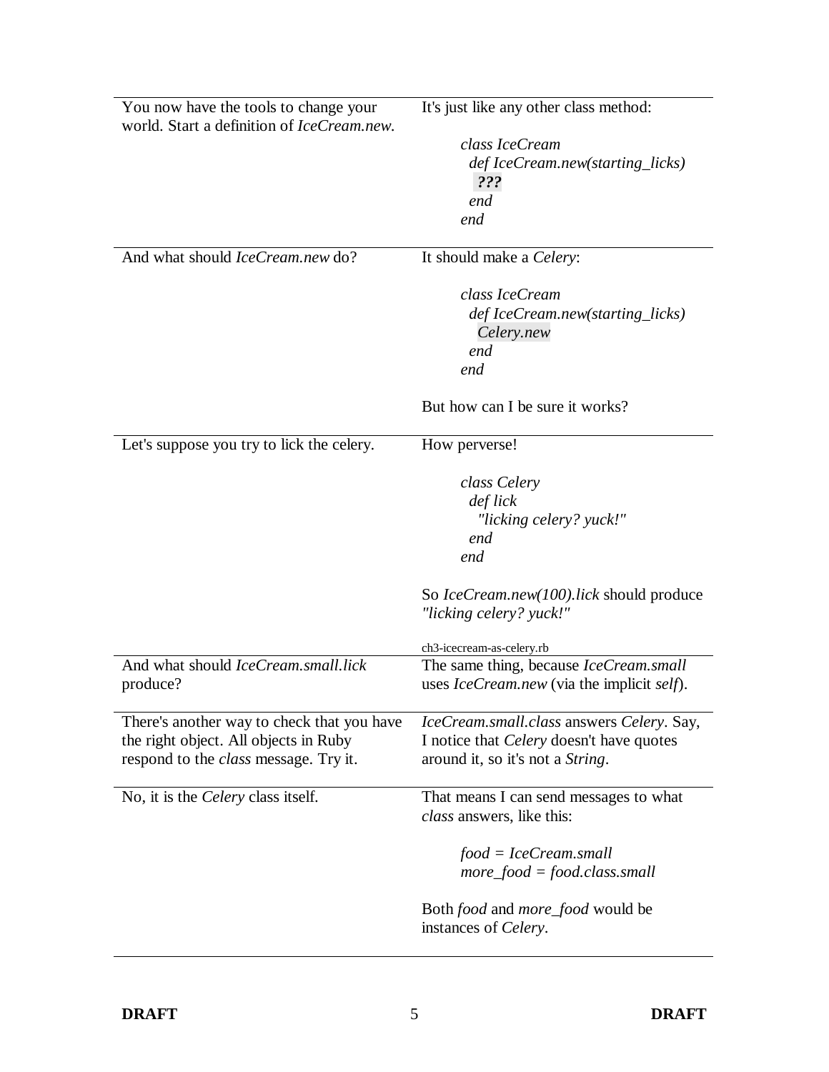| | |
|---|---|
| You now have the tools to change your world. Start a definition of *IceCream.new*. | It's just like any other class method:<br><br>`class IceCream`<br>`  def IceCream.new(starting_licks)`<br>`    ???`<br>`  end`<br>`end` |
| And what should *IceCream.new* do? | It should make a *Celery*:<br><br>`class IceCream`<br>`  def IceCream.new(starting_licks)`<br>`    Celery.new`<br>`  end`<br>`end`<br><br>But how can I be sure it works? |
| Let's suppose you try to lick the celery. | How perverse!<br><br>`class Celery`<br>`  def lick`<br>`    "licking celery? yuck!"`<br>`  end`<br>`end`<br><br>So *IceCream.new(100).lick* should produce *"licking celery? yuck!"*<br><br>ch3-icecream-as-celery.rb |
| And what should *IceCream.small.lick* produce? | The same thing, because *IceCream.small* uses *IceCream.new* (via the implicit *self*). |
| There's another way to check that you have the right object. All objects in Ruby respond to the *class* message. Try it. | *IceCream.small.class* answers *Celery*. Say, I notice that *Celery* doesn't have quotes around it, so it's not a *String*. |
| No, it is the *Celery* class itself. | That means I can send messages to what *class* answers, like this:<br><br>`food = IceCream.small`<br>`more_food = food.class.small`<br><br>Both *food* and *more_food* would be instances of *Celery*. |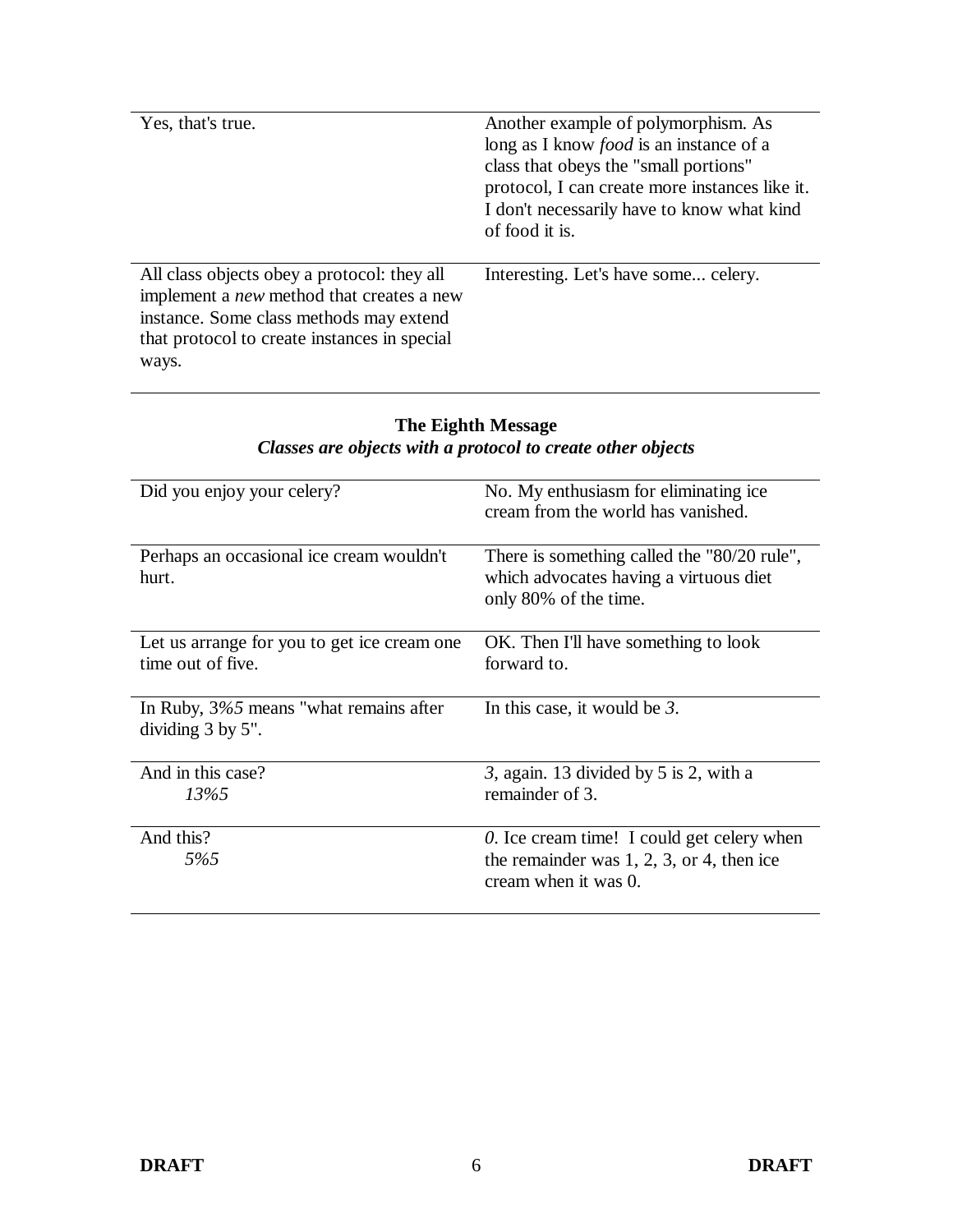| | |
|---|---|
| Yes, that's true. | Another example of polymorphism. As long as I know *food* is an instance of a class that obeys the "small portions" protocol, I can create more instances like it. I don't necessarily have to know what kind of food it is. |
| All class objects obey a protocol: they all implement a *new* method that creates a new instance. Some class methods may extend that protocol to create instances in special ways. | Interesting. Let's have some... celery. |

### The Eighth Message

***Classes are objects with a protocol to create other objects***

| | |
|---|---|
| Did you enjoy your celery? | No. My enthusiasm for eliminating ice cream from the world has vanished. |
| Perhaps an occasional ice cream wouldn't hurt. | There is something called the "80/20 rule", which advocates having a virtuous diet only 80% of the time. |
| Let us arrange for you to get ice cream one time out of five. | OK. Then I'll have something to look forward to. |
| In Ruby, *3%5* means "what remains after dividing 3 by 5". | In this case, it would be *3*. |
| And in this case? *13%5* | *3*, again. 13 divided by 5 is 2, with a remainder of 3. |
| And this? *5%5* | *0*. Ice cream time! I could get celery when the remainder was 1, 2, 3, or 4, then ice cream when it was 0. |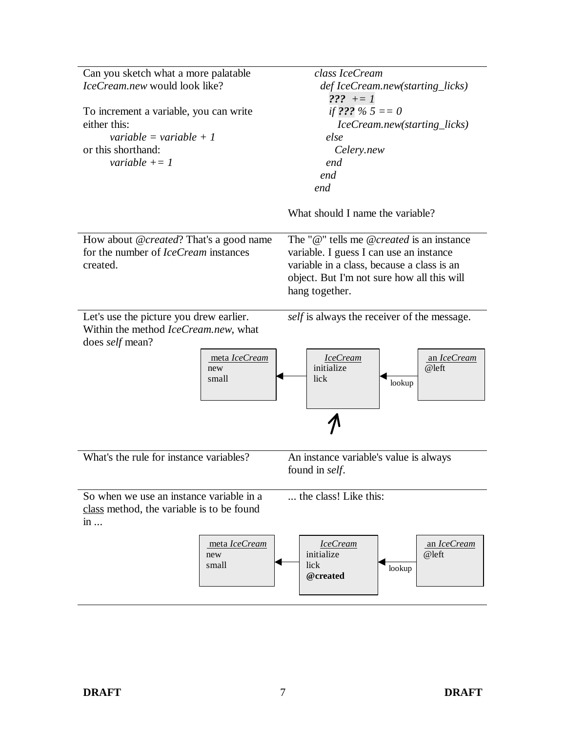| | |
|---|---|
| Can you sketch what a more palatable *IceCream.new* would look like?<br><br>To increment a variable, you can write either this:<br>*variable = variable + 1*<br>or this shorthand:<br>*variable += 1* | *class IceCream*<br>*def IceCream.new(starting_licks)*<br>***???*** *+= 1*<br>*if* ***???*** *% 5 == 0*<br>*IceCream.new(starting_licks)*<br>*else*<br>*Celery.new*<br>*end*<br>*end*<br>*end*<br><br>What should I name the variable? |
| How about *@created*? That's a good name for the number of *IceCream* instances created. | The "@" tells me *@created* is an instance variable. I guess I can use an instance variable in a class, because a class is an object. But I'm not sure how all this will hang together. |
| Let's use the picture you drew earlier. Within the method *IceCream.new*, what does *self* mean? | *self* is always the receiver of the message. |

| meta *IceCream* | | *IceCream* | | an *IceCream* |
|---|---|---|---|---|
| new<br>small | ◀— | initialize<br>lick | ◀— lookup | @left |

| | |
|---|---|
| What's the rule for instance variables? | An instance variable's value is always found in *self*. |
| So when we use an instance variable in a <u>class</u> method, the variable is to be found in ... | ... the class! Like this: |

| meta *IceCream* | | *IceCream* | | an *IceCream* |
|---|---|---|---|---|
| new<br>small | ◀— | initialize<br>lick<br>**@created** | ◀— lookup | @left |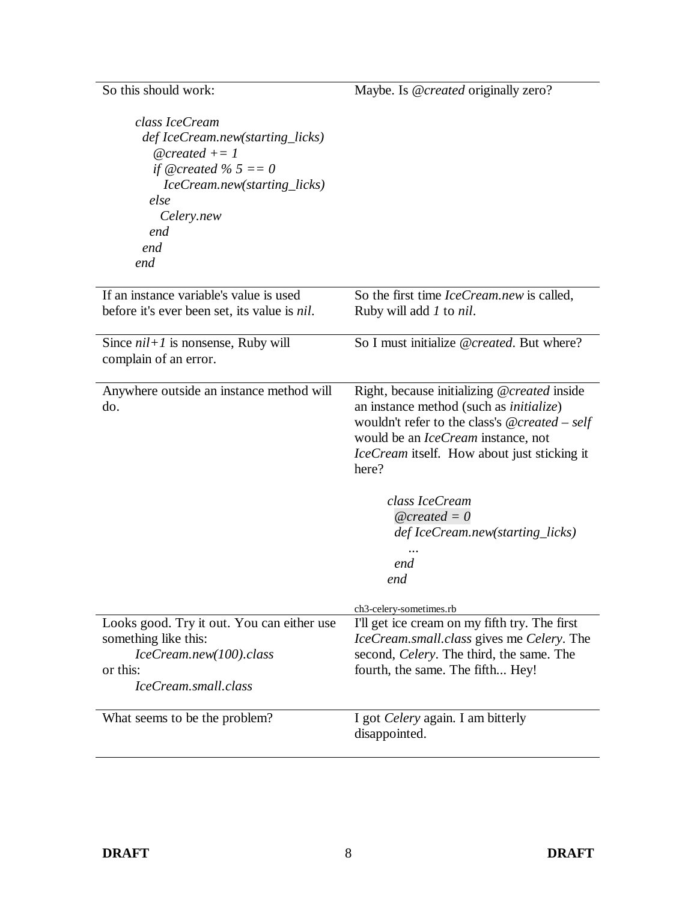| | |
|---|---|
| So this should work:<br><br>*class IceCream*<br>*def IceCream.new(starting_licks)*<br>*@created += 1*<br>*if @created % 5 == 0*<br>*IceCream.new(starting_licks)*<br>*else*<br>*Celery.new*<br>*end*<br>*end*<br>*end* | Maybe. Is *@created* originally zero? |
| If an instance variable's value is used before it's ever been set, its value is *nil*. | So the first time *IceCream.new* is called, Ruby will add *1* to *nil*. |
| Since *nil+1* is nonsense, Ruby will complain of an error. | So I must initialize *@created*. But where? |
| Anywhere outside an instance method will do. | Right, because initializing *@created* inside an instance method (such as *initialize*) wouldn't refer to the class's *@created* – *self* would be an *IceCream* instance, not *IceCream* itself. How about just sticking it here?<br><br>*class IceCream*<br>*@created = 0*<br>*def IceCream.new(starting_licks)*<br>*...*<br>*end*<br>*end*<br><br>ch3-celery-sometimes.rb |
| Looks good. Try it out. You can either use something like this:<br>*IceCream.new(100).class*<br>or this:<br>*IceCream.small.class* | I'll get ice cream on my fifth try. The first *IceCream.small.class* gives me *Celery*. The second, *Celery*. The third, the same. The fourth, the same. The fifth... Hey! |
| What seems to be the problem? | I got *Celery* again. I am bitterly disappointed. |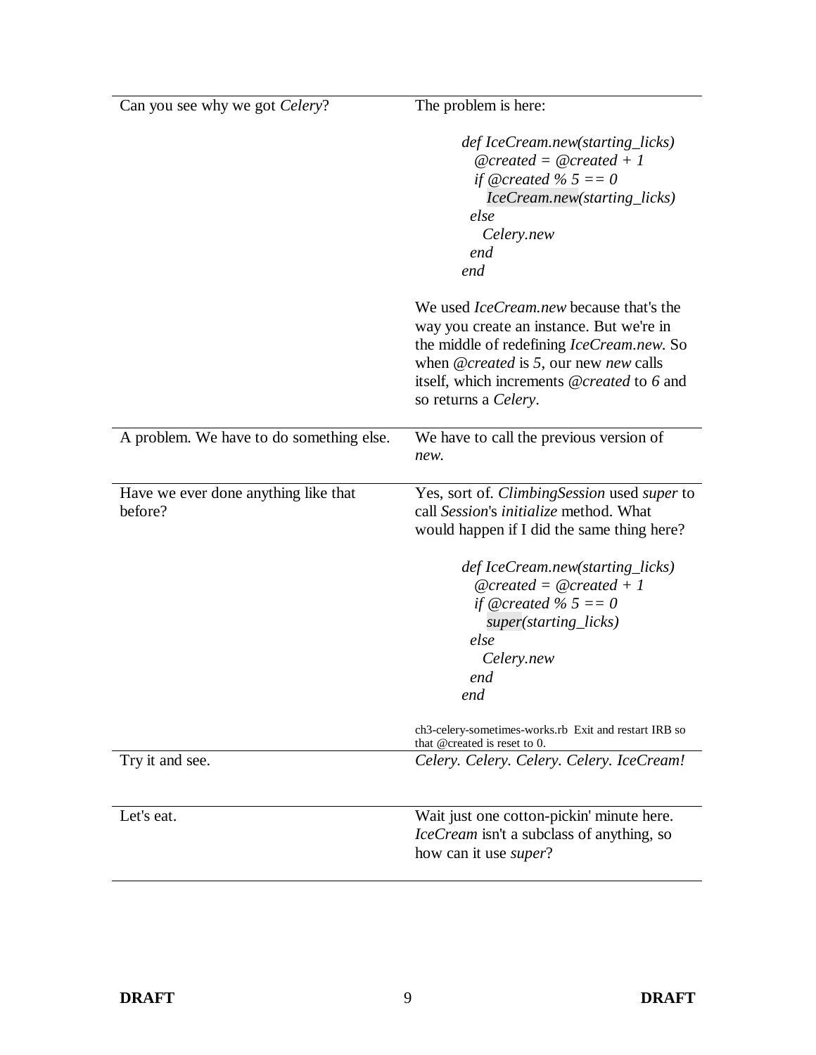| | |
|---|---|
| Can you see why we got *Celery*? | The problem is here:<br><br>`def IceCream.new(starting_licks)`<br>`  @created = @created + 1`<br>`  if @created % 5 == 0`<br>`    IceCream.new(starting_licks)`<br>`  else`<br>`    Celery.new`<br>`  end`<br>`end`<br><br>We used *IceCream.new* because that's the way you create an instance. But we're in the middle of redefining *IceCream.new*. So when *@created* is *5*, our new *new* calls itself, which increments *@created* to *6* and so returns a *Celery*. |
| A problem. We have to do something else. | We have to call the previous version of *new*. |
| Have we ever done anything like that before? | Yes, sort of. *ClimbingSession* used *super* to call *Session*'s *initialize* method. What would happen if I did the same thing here?<br><br>`def IceCream.new(starting_licks)`<br>`  @created = @created + 1`<br>`  if @created % 5 == 0`<br>`    super(starting_licks)`<br>`  else`<br>`    Celery.new`<br>`  end`<br>`end`<br><br>ch3-celery-sometimes-works.rb Exit and restart IRB so that @created is reset to 0. |
| Try it and see. | *Celery. Celery. Celery. Celery. IceCream!* |
| Let's eat. | Wait just one cotton-pickin' minute here. *IceCream* isn't a subclass of anything, so how can it use *super*? |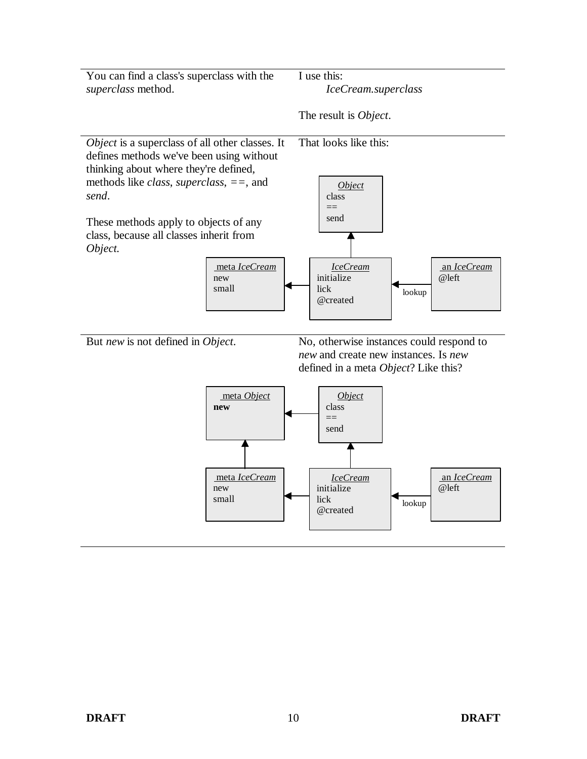You can find a class's superclass with the *superclass* method.

I use this:

*IceCream.superclass*

The result is *Object*.

---

*Object* is a superclass of all other classes. It defines methods we've been using without thinking about where they're defined, methods like *class*, *superclass*, *==*, and *send*.

These methods apply to objects of any class, because all classes inherit from *Object.*

That looks like this:

---

But *new* is not defined in *Object*.

No, otherwise instances could respond to *new* and create new instances. Is *new* defined in a meta *Object*? Like this?

---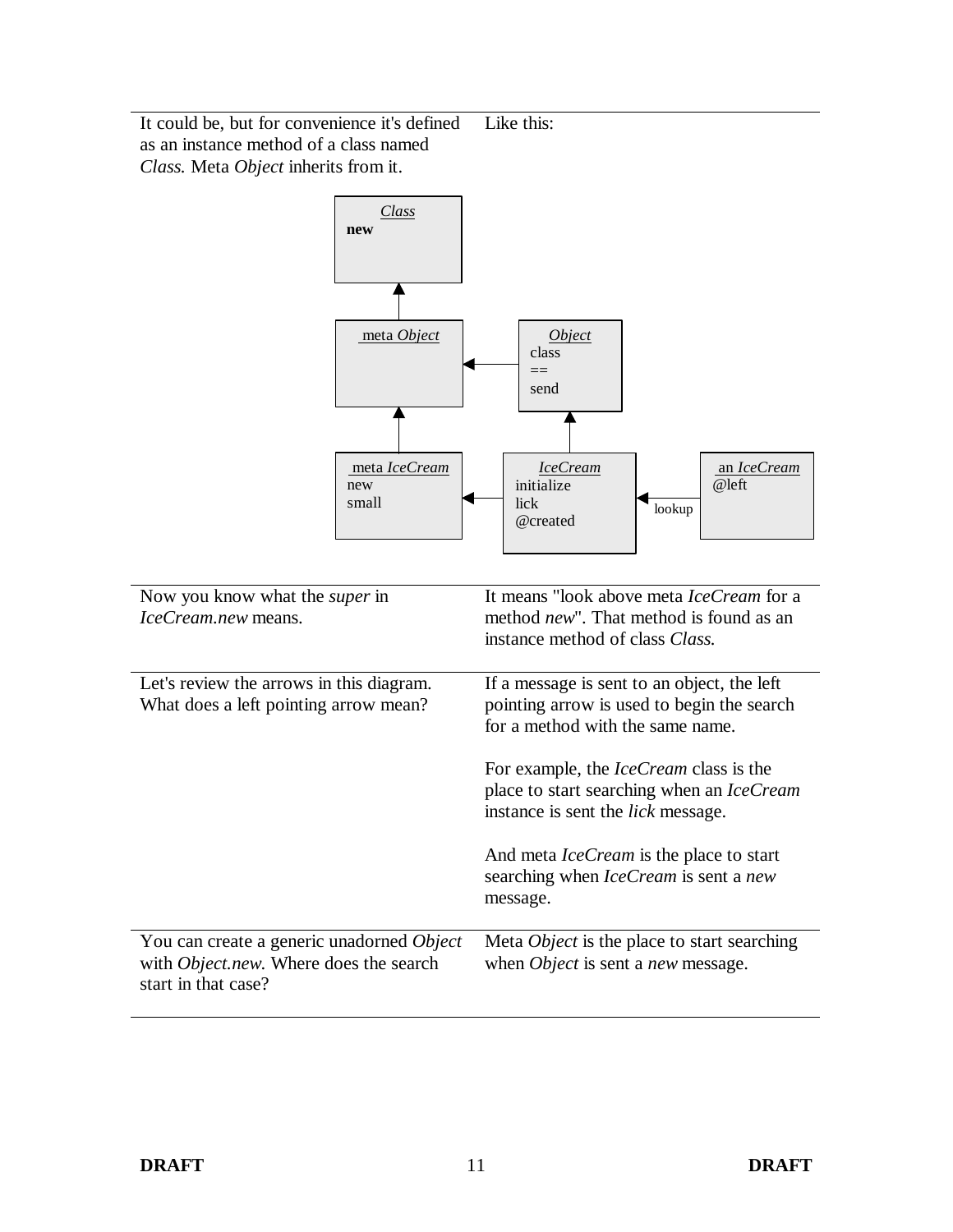| | |
|---|---|
| It could be, but for convenience it's defined as an instance method of a class named *Class.* Meta *Object* inherits from it. | Like this: |

| | |
|---|---|
| Now you know what the *super* in *IceCream.new* means. | It means "look above meta *IceCream* for a method *new*". That method is found as an instance method of class *Class.* |
| Let's review the arrows in this diagram. What does a left pointing arrow mean? | If a message is sent to an object, the left pointing arrow is used to begin the search for a method with the same name.<br><br>For example, the *IceCream* class is the place to start searching when an *IceCream* instance is sent the *lick* message.<br><br>And meta *IceCream* is the place to start searching when *IceCream* is sent a *new* message. |
| You can create a generic unadorned *Object* with *Object.new.* Where does the search start in that case? | Meta *Object* is the place to start searching when *Object* is sent a *new* message. |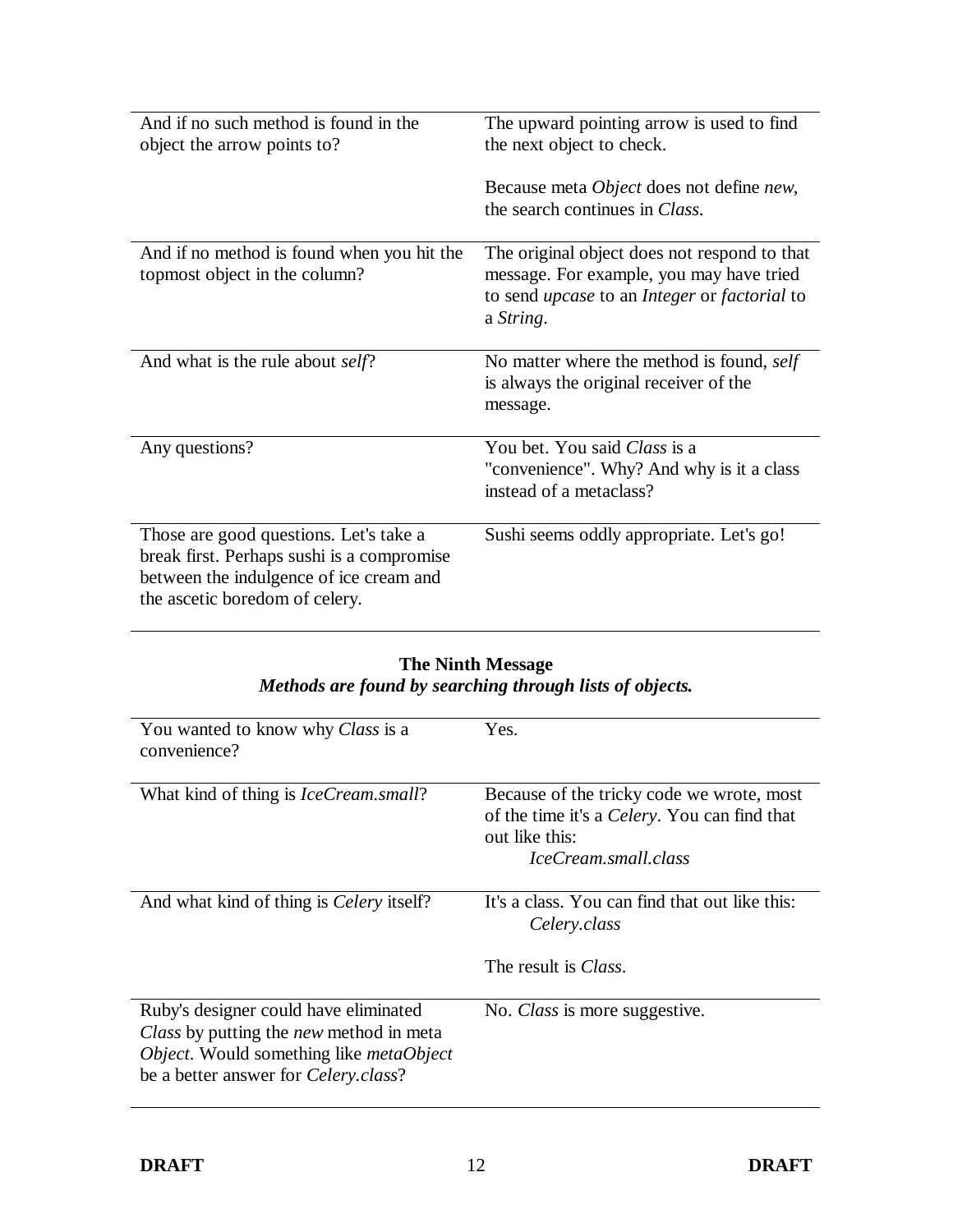| | |
|---|---|
| And if no such method is found in the object the arrow points to? | The upward pointing arrow is used to find the next object to check.<br><br>Because meta *Object* does not define *new*, the search continues in *Class*. |
| And if no method is found when you hit the topmost object in the column? | The original object does not respond to that message. For example, you may have tried to send *upcase* to an *Integer* or *factorial* to a *String*. |
| And what is the rule about *self*? | No matter where the method is found, *self* is always the original receiver of the message. |
| Any questions? | You bet. You said *Class* is a "convenience". Why? And why is it a class instead of a metaclass? |
| Those are good questions. Let's take a break first. Perhaps sushi is a compromise between the indulgence of ice cream and the ascetic boredom of celery. | Sushi seems oddly appropriate. Let's go! |

## The Ninth Message

### *Methods are found by searching through lists of objects.*

| | |
|---|---|
| You wanted to know why *Class* is a convenience? | Yes. |
| What kind of thing is *IceCream.small*? | Because of the tricky code we wrote, most of the time it's a *Celery*. You can find that out like this:<br>*IceCream.small.class* |
| And what kind of thing is *Celery* itself? | It's a class. You can find that out like this:<br>*Celery.class*<br><br>The result is *Class*. |
| Ruby's designer could have eliminated *Class* by putting the *new* method in meta *Object*. Would something like *metaObject* be a better answer for *Celery.class*? | No. *Class* is more suggestive. |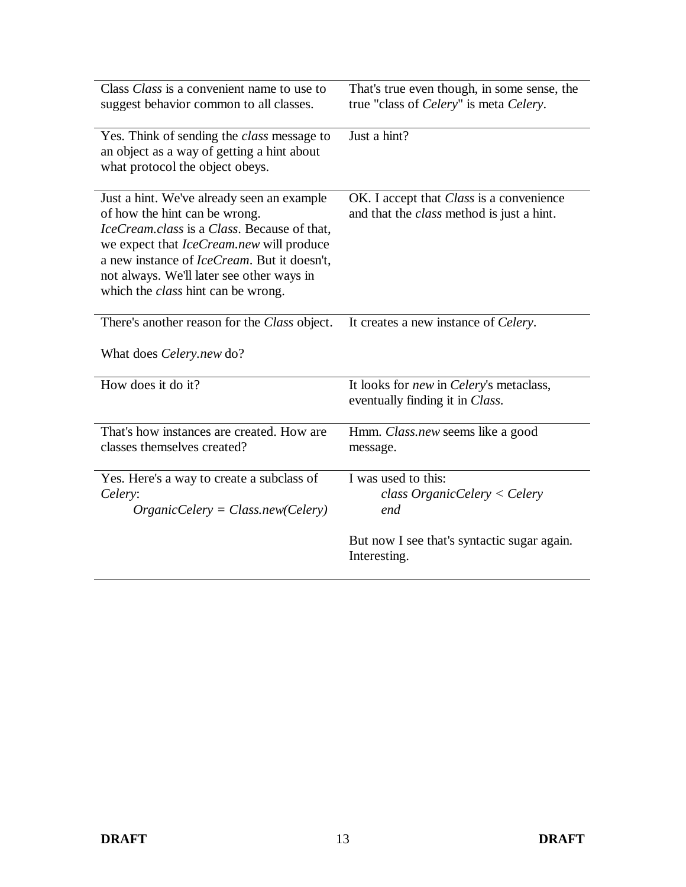| | |
|---|---|
| Class *Class* is a convenient name to use to suggest behavior common to all classes. | That's true even though, in some sense, the true "class of *Celery*" is meta *Celery*. |
| Yes. Think of sending the *class* message to an object as a way of getting a hint about what protocol the object obeys. | Just a hint? |
| Just a hint. We've already seen an example of how the hint can be wrong. *IceCream.class* is a *Class*. Because of that, we expect that *IceCream.new* will produce a new instance of *IceCream*. But it doesn't, not always. We'll later see other ways in which the *class* hint can be wrong. | OK. I accept that *Class* is a convenience and that the *class* method is just a hint. |
| There's another reason for the *Class* object.<br><br>What does *Celery.new* do? | It creates a new instance of *Celery*. |
| How does it do it? | It looks for *new* in *Celery*'s metaclass, eventually finding it in *Class*. |
| That's how instances are created. How are classes themselves created? | Hmm. *Class.new* seems like a good message. |
| Yes. Here's a way to create a subclass of *Celery*:<br>*OrganicCelery = Class.new(Celery)* | I was used to this:<br>*class OrganicCelery < Celery*<br>*end*<br><br>But now I see that's syntactic sugar again. Interesting. |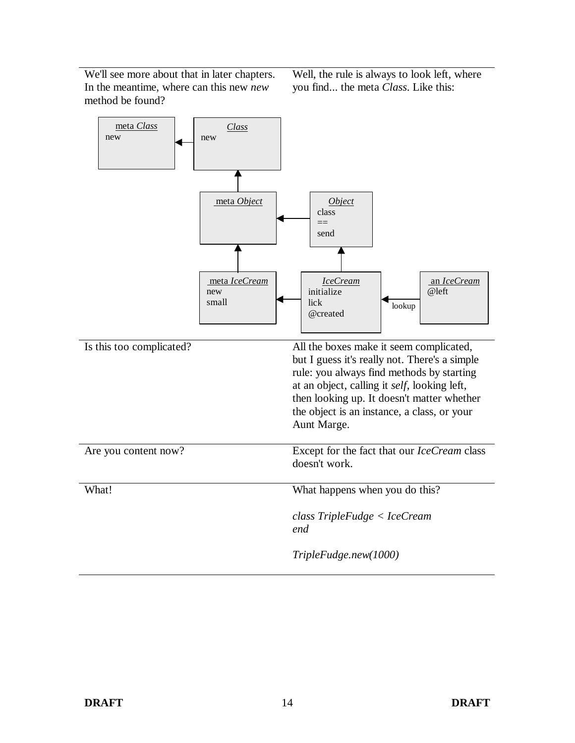We'll see more about that in later chapters. In the meantime, where can this new *new* method be found?

Well, the rule is always to look left, where you find... the meta *Class*. Like this:

```
meta Class      Class
new        <--  new
                  ^
                  |
            meta Object   <--  Object
                                class
                                ==
                                send
                  ^              ^
                  |              |
            meta IceCream <--  IceCream     <--lookup--  an IceCream
            new                initialize                @left
            small              lick
                               @created
```

Is this too complicated?

All the boxes make it seem complicated, but I guess it's really not. There's a simple rule: you always find methods by starting at an object, calling it *self*, looking left, then looking up. It doesn't matter whether the object is an instance, a class, or your Aunt Marge.

Are you content now?

Except for the fact that our *IceCream* class doesn't work.

What!

What happens when you do this?

```
class TripleFudge < IceCream
end

TripleFudge.new(1000)
```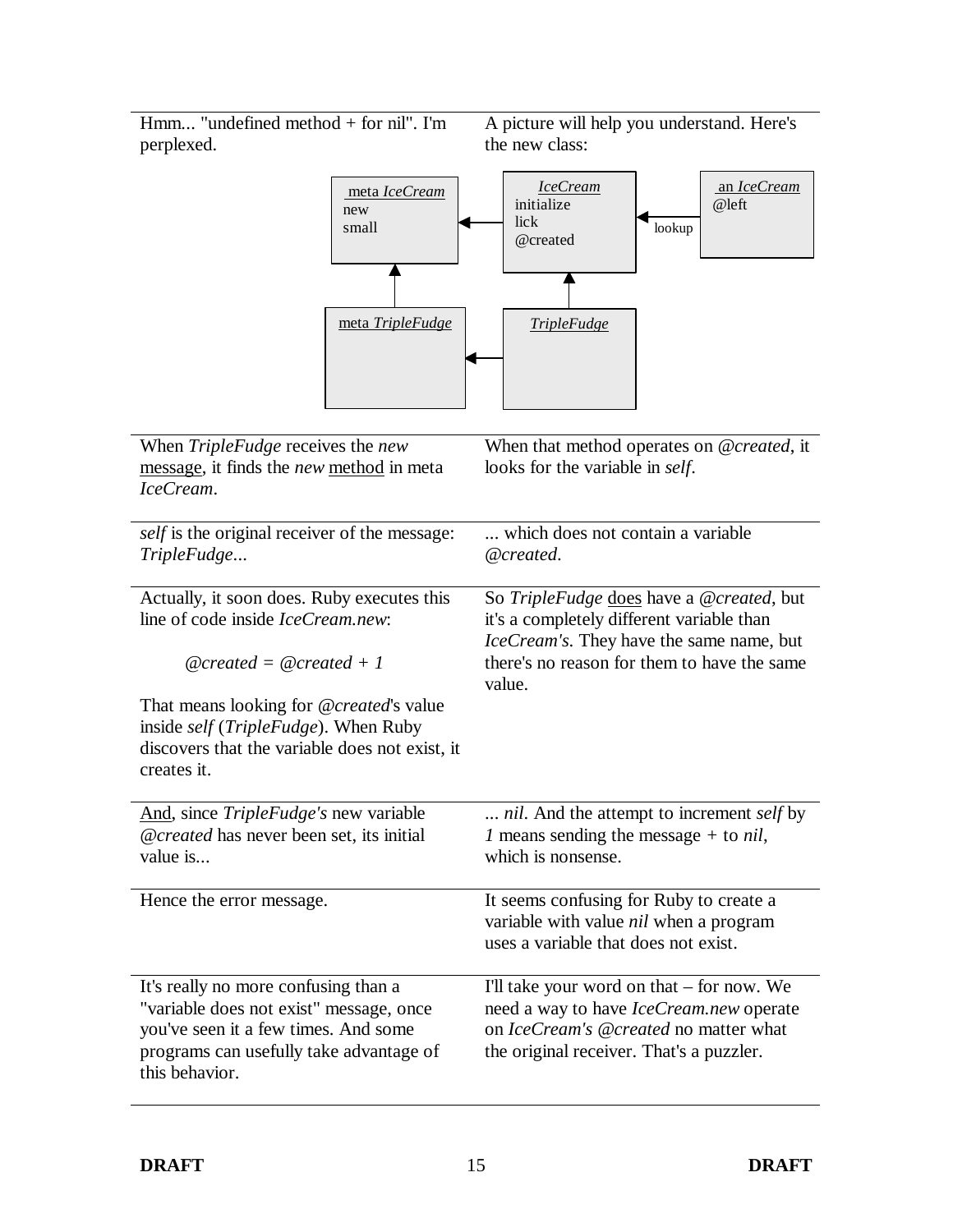| | |
|---|---|
| Hmm... "undefined method + for nil". I'm perplexed. | A picture will help you understand. Here's the new class: |

| | |
|---|---|
| When *TripleFudge* receives the *new* message, it finds the *new* method in meta *IceCream*. | When that method operates on *@created*, it looks for the variable in *self*. |
| *self* is the original receiver of the message: *TripleFudge*... | ... which does not contain a variable *@created*. |
| Actually, it soon does. Ruby executes this line of code inside *IceCream.new*: *@created = @created + 1* That means looking for *@created*'s value inside *self* (*TripleFudge*). When Ruby discovers that the variable does not exist, it creates it. | So *TripleFudge* does have a *@created*, but it's a completely different variable than *IceCream's*. They have the same name, but there's no reason for them to have the same value. |
| And, since *TripleFudge's* new variable *@created* has never been set, its initial value is... | ... *nil*. And the attempt to increment *self* by *1* means sending the message *+* to *nil*, which is nonsense. |
| Hence the error message. | It seems confusing for Ruby to create a variable with value *nil* when a program uses a variable that does not exist. |
| It's really no more confusing than a "variable does not exist" message, once you've seen it a few times. And some programs can usefully take advantage of this behavior. | I'll take your word on that – for now. We need a way to have *IceCream.new* operate on *IceCream's @created* no matter what the original receiver. That's a puzzler. |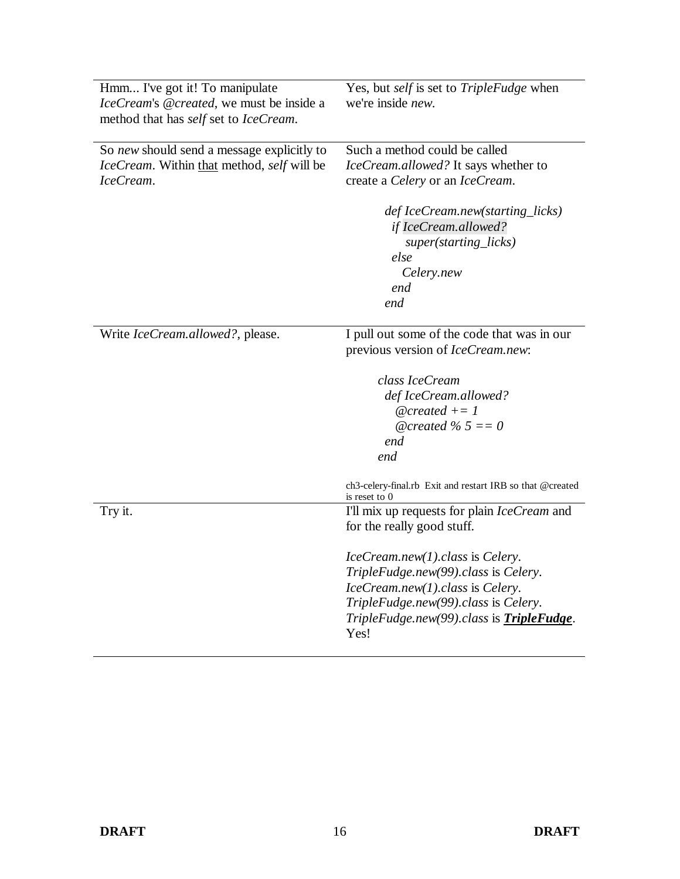| | |
|---|---|
| Hmm... I've got it! To manipulate *IceCream*'s *@created*, we must be inside a method that has *self* set to *IceCream*. | Yes, but *self* is set to *TripleFudge* when we're inside *new*. |
| So *new* should send a message explicitly to *IceCream*. Within <u>that</u> method, *self* will be *IceCream*. | Such a method could be called *IceCream.allowed?* It says whether to create a *Celery* or an *IceCream*.<br><br>`def IceCream.new(starting_licks)`<br>`  if IceCream.allowed?`<br>`    super(starting_licks)`<br>`  else`<br>`    Celery.new`<br>`  end`<br>`end` |
| Write *IceCream.allowed?*, please. | I pull out some of the code that was in our previous version of *IceCream.new*:<br><br>`class IceCream`<br>`  def IceCream.allowed?`<br>`    @created += 1`<br>`    @created % 5 == 0`<br>`  end`<br>`end`<br><br>ch3-celery-final.rb Exit and restart IRB so that @created is reset to 0 |
| Try it. | I'll mix up requests for plain *IceCream* and for the really good stuff.<br><br>*IceCream.new(1).class* is *Celery*.<br>*TripleFudge.new(99).class* is *Celery*.<br>*IceCream.new(1).class* is *Celery*.<br>*TripleFudge.new(99).class* is *Celery*.<br>*TripleFudge.new(99).class* is ***<u>TripleFudge</u>***.<br>Yes! |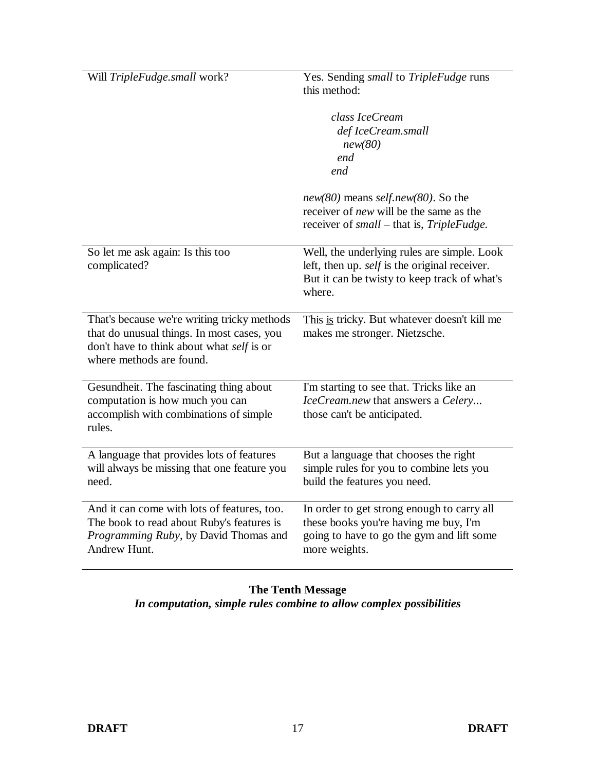| | |
|---|---|
| Will *TripleFudge.small* work? | Yes. Sending *small* to *TripleFudge* runs this method:<br><br>*class IceCream*<br>&nbsp;&nbsp;*def IceCream.small*<br>&nbsp;&nbsp;&nbsp;&nbsp;*new(80)*<br>&nbsp;&nbsp;*end*<br>*end*<br><br>*new(80)* means *self.new(80)*. So the receiver of *new* will be the same as the receiver of *small* – that is, *TripleFudge.* |
| So let me ask again: Is this too complicated? | Well, the underlying rules are simple. Look left, then up. *self* is the original receiver. But it can be twisty to keep track of what's where. |
| That's because we're writing tricky methods that do unusual things. In most cases, you don't have to think about what *self* is or where methods are found. | This <u>is</u> tricky. But whatever doesn't kill me makes me stronger. Nietzsche. |
| Gesundheit. The fascinating thing about computation is how much you can accomplish with combinations of simple rules. | I'm starting to see that. Tricks like an *IceCream.new* that answers a *Celery*... those can't be anticipated. |
| A language that provides lots of features will always be missing that one feature you need. | But a language that chooses the right simple rules for you to combine lets you build the features you need. |
| And it can come with lots of features, too. The book to read about Ruby's features is *Programming Ruby*, by David Thomas and Andrew Hunt. | In order to get strong enough to carry all these books you're having me buy, I'm going to have to go the gym and lift some more weights. |

**The Tenth Message**

***In computation, simple rules combine to allow complex possibilities***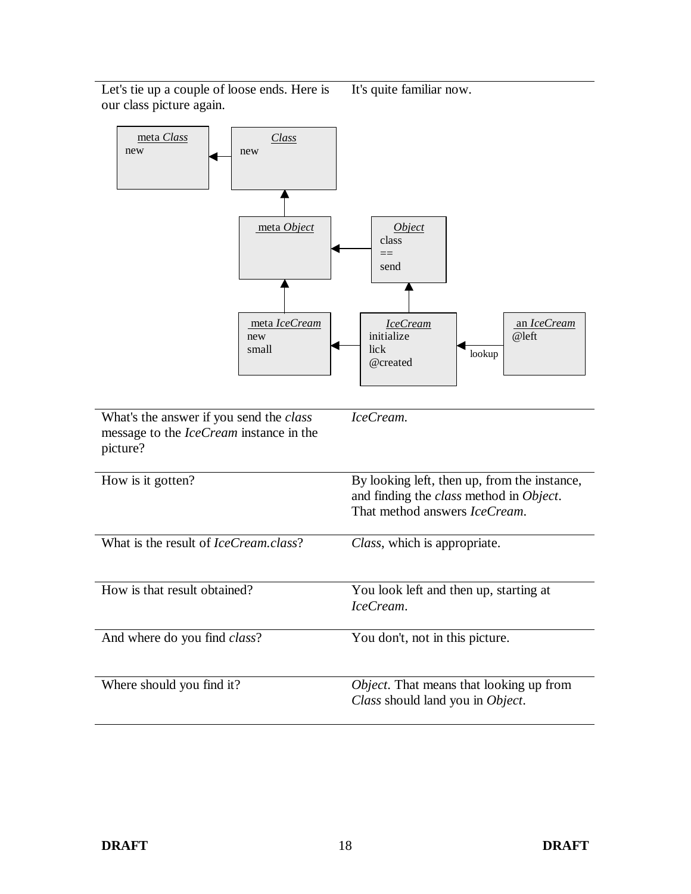| | |
|---|---|
| Let's tie up a couple of loose ends. Here is our class picture again. | It's quite familiar now. |

meta *Class*
new

*Class*
new

meta *Object*

*Object*
class
==
send

meta *IceCream*
new
small

*IceCream*
initialize
lick
@created

an *IceCream*
@left

lookup

| | |
|---|---|
| What's the answer if you send the *class* message to the *IceCream* instance in the picture? | *IceCream*. |
| How is it gotten? | By looking left, then up, from the instance, and finding the *class* method in *Object*. That method answers *IceCream*. |
| What is the result of *IceCream.class*? | *Class*, which is appropriate. |
| How is that result obtained? | You look left and then up, starting at *IceCream*. |
| And where do you find *class*? | You don't, not in this picture. |
| Where should you find it? | *Object*. That means that looking up from *Class* should land you in *Object*. |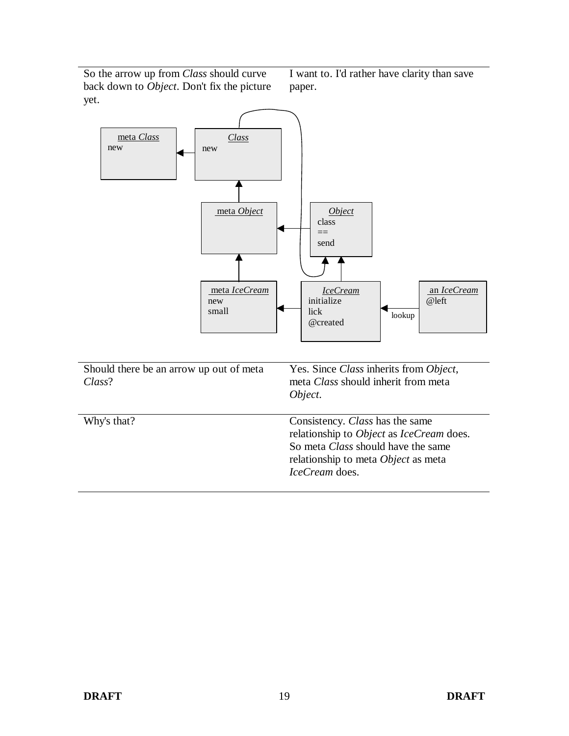| | |
|---|---|
| So the arrow up from *Class* should curve back down to *Object*. Don't fix the picture yet. | I want to. I'd rather have clarity than save paper. |

| | |
|---|---|
| Should there be an arrow up out of meta *Class*? | Yes. Since *Class* inherits from *Object*, meta *Class* should inherit from meta *Object*. |
| Why's that? | Consistency. *Class* has the same relationship to *Object* as *IceCream* does. So meta *Class* should have the same relationship to meta *Object* as meta *IceCream* does. |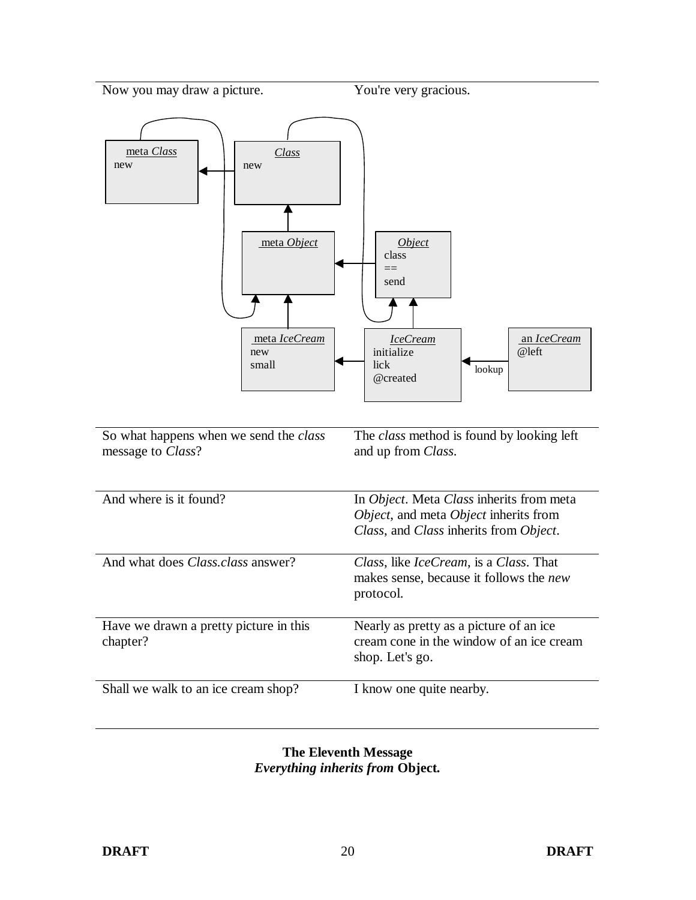| | |
|---|---|
| Now you may draw a picture. | You're very gracious. |

meta *Class*
new

*Class*
new

meta *Object*

*Object*
class
==
send

meta *IceCream*
new
small

*IceCream*
initialize
lick
@created

an *IceCream*
@left

lookup

| | |
|---|---|
| So what happens when we send the *class* message to *Class*? | The *class* method is found by looking left and up from *Class*. |
| And where is it found? | In *Object*. Meta *Class* inherits from meta *Object*, and meta *Object* inherits from *Class*, and *Class* inherits from *Object*. |
| And what does *Class.class* answer? | *Class*, like *IceCream*, is a *Class*. That makes sense, because it follows the *new* protocol. |
| Have we drawn a pretty picture in this chapter? | Nearly as pretty as a picture of an ice cream cone in the window of an ice cream shop. Let's go. |
| Shall we walk to an ice cream shop? | I know one quite nearby. |

**The Eleventh Message**
***Everything inherits from* Object.**

**DRAFT** **DRAFT**